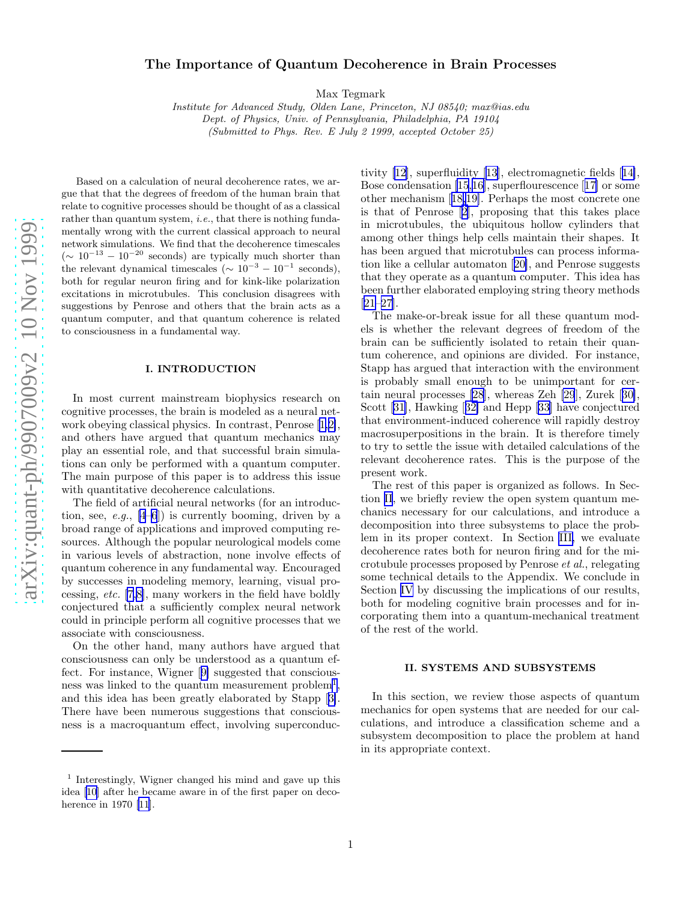# The Importance of Quantum Decoherence in Brain Processes

Max Tegmark

*Institute for Advanced Study, Olden Lane, Princeton, NJ 08540; max@ias.edu*
*Dept. of Physics, Univ. of Pennsylvania, Philadelphia, PA 19104*
*(Submitted to Phys. Rev. E July 2 1999, accepted October 25)*

Based on a calculation of neural decoherence rates, we argue that that the degrees of freedom of the human brain that relate to cognitive processes should be thought of as a classical rather than quantum system, *i.e.*, that there is nothing fundamentally wrong with the current classical approach to neural network simulations. We find that the decoherence timescales ($\sim 10^{-13} - 10^{-20}$ seconds) are typically much shorter than the relevant dynamical timescales ($\sim 10^{-3} - 10^{-1}$ seconds), both for regular neuron firing and for kink-like polarization excitations in microtubules. This conclusion disagrees with suggestions by Penrose and others that the brain acts as a quantum computer, and that quantum coherence is related to consciousness in a fundamental way.

## I. INTRODUCTION

In most current mainstream biophysics research on cognitive processes, the brain is modeled as a neural network obeying classical physics. In contrast, Penrose [1,2], and others have argued that quantum mechanics may play an essential role, and that successful brain simulations can only be performed with a quantum computer. The main purpose of this paper is to address this issue with quantitative decoherence calculations.

The field of artificial neural networks (for an introduction, see, *e.g.*, [4–6]) is currently booming, driven by a broad range of applications and improved computing resources. Although the popular neurological models come in various levels of abstraction, none involve effects of quantum coherence in any fundamental way. Encouraged by successes in modeling memory, learning, visual processing, *etc.* [7,8], many workers in the field have boldly conjectured that a sufficiently complex neural network could in principle perform all cognitive processes that we associate with consciousness.

On the other hand, many authors have argued that consciousness can only be understood as a quantum effect. For instance, Wigner [9] suggested that consciousness was linked to the quantum measurement problem[1], and this idea has been greatly elaborated by Stapp [3]. There have been numerous suggestions that consciousness is a macroquantum effect, involving superconductivity [12], superfluidity [13], electromagnetic fields [14], Bose condensation [15,16], superflourescence [17] or some other mechanism [18,19]. Perhaps the most concrete one is that of Penrose [2], proposing that this takes place in microtubules, the ubiquitous hollow cylinders that among other things help cells maintain their shapes. It has been argued that microtubules can process information like a cellular automaton [20], and Penrose suggests that they operate as a quantum computer. This idea has been further elaborated employing string theory methods [21–27].

The make-or-break issue for all these quantum models is whether the relevant degrees of freedom of the brain can be sufficiently isolated to retain their quantum coherence, and opinions are divided. For instance, Stapp has argued that interaction with the environment is probably small enough to be unimportant for certain neural processes [28], whereas Zeh [29], Zurek [30], Scott [31], Hawking [32] and Hepp [33] have conjectured that environment-induced coherence will rapidly destroy macrosuperpositions in the brain. It is therefore timely to try to settle the issue with detailed calculations of the relevant decoherence rates. This is the purpose of the present work.

The rest of this paper is organized as follows. In Section II, we briefly review the open system quantum mechanics necessary for our calculations, and introduce a decomposition into three subsystems to place the problem in its proper context. In Section III, we evaluate decoherence rates both for neuron firing and for the microtubule processes proposed by Penrose *et al.*, relegating some technical details to the Appendix. We conclude in Section IV by discussing the implications of our results, both for modeling cognitive brain processes and for incorporating them into a quantum-mechanical treatment of the rest of the world.

## II. SYSTEMS AND SUBSYSTEMS

In this section, we review those aspects of quantum mechanics for open systems that are needed for our calculations, and introduce a classification scheme and a subsystem decomposition to place the problem at hand in its appropriate context.

---

[1] Interestingly, Wigner changed his mind and gave up this idea [10] after he became aware in of the first paper on decoherence in 1970 [11].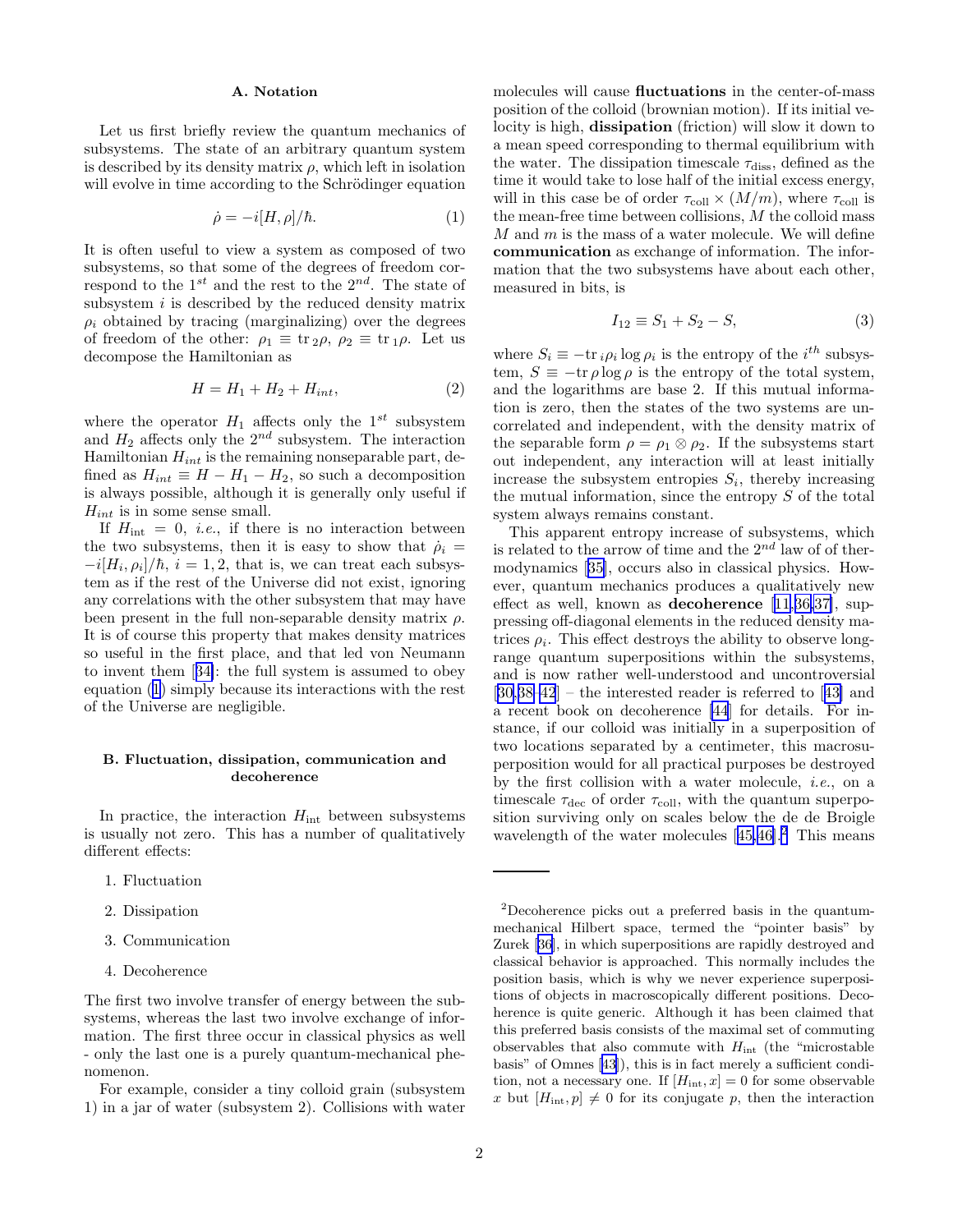### A. Notation

Let us first briefly review the quantum mechanics of subsystems. The state of an arbitrary quantum system is described by its density matrix $\rho$, which left in isolation will evolve in time according to the Schrödinger equation

$$\dot{\rho} = -i[H,\rho]/\hbar. \tag{1}$$

It is often useful to view a system as composed of two subsystems, so that some of the degrees of freedom correspond to the $1^{st}$ and the rest to the $2^{nd}$. The state of subsystem $i$ is described by the reduced density matrix $\rho_i$ obtained by tracing (marginalizing) over the degrees of freedom of the other: $\rho_1 \equiv \mathrm{tr}_2\rho$, $\rho_2 \equiv \mathrm{tr}_1\rho$. Let us decompose the Hamiltonian as

$$H = H_1 + H_2 + H_{int}, \tag{2}$$

where the operator $H_1$ affects only the $1^{st}$ subsystem and $H_2$ affects only the $2^{nd}$ subsystem. The interaction Hamiltonian $H_{int}$ is the remaining nonseparable part, defined as $H_{int} \equiv H - H_1 - H_2$, so such a decomposition is always possible, although it is generally only useful if $H_{int}$ is in some sense small.

If $H_{\rm int} = 0$, *i.e.*, if there is no interaction between the two subsystems, then it is easy to show that $\dot{\rho}_i = -i[H_i,\rho_i]/\hbar$, $i = 1, 2$, that is, we can treat each subsystem as if the rest of the Universe did not exist, ignoring any correlations with the other subsystem that may have been present in the full non-separable density matrix $\rho$. It is of course this property that makes density matrices so useful in the first place, and that led von Neumann to invent them [34]: the full system is assumed to obey equation (1) simply because its interactions with the rest of the Universe are negligible.

### B. Fluctuation, dissipation, communication and decoherence

In practice, the interaction $H_{\rm int}$ between subsystems is usually not zero. This has a number of qualitatively different effects:

1. Fluctuation
2. Dissipation
3. Communication
4. Decoherence

The first two involve transfer of energy between the subsystems, whereas the last two involve exchange of information. The first three occur in classical physics as well - only the last one is a purely quantum-mechanical phenomenon.

For example, consider a tiny colloid grain (subsystem 1) in a jar of water (subsystem 2). Collisions with water molecules will cause **fluctuations** in the center-of-mass position of the colloid (brownian motion). If its initial velocity is high, **dissipation** (friction) will slow it down to a mean speed corresponding to thermal equilibrium with the water. The dissipation timescale $\tau_{\rm diss}$, defined as the time it would take to lose half of the initial excess energy, will in this case be of order $\tau_{\rm coll} \times (M/m)$, where $\tau_{\rm coll}$ is the mean-free time between collisions, $M$ the colloid mass $M$ and $m$ is the mass of a water molecule. We will define **communication** as exchange of information. The information that the two subsystems have about each other, measured in bits, is

$$I_{12} \equiv S_1 + S_2 - S, \tag{3}$$

where $S_i \equiv -\mathrm{tr}_i \rho_i \log \rho_i$ is the entropy of the $i^{th}$ subsystem, $S \equiv -\mathrm{tr}\,\rho \log \rho$ is the entropy of the total system, and the logarithms are base 2. If this mutual information is zero, then the states of the two systems are uncorrelated and independent, with the density matrix of the separable form $\rho = \rho_1 \otimes \rho_2$. If the subsystems start out independent, any interaction will at least initially increase the subsystem entropies $S_i$, thereby increasing the mutual information, since the entropy $S$ of the total system always remains constant.

This apparent entropy increase of subsystems, which is related to the arrow of time and the $2^{nd}$ law of of thermodynamics [35], occurs also in classical physics. However, quantum mechanics produces a qualitatively new effect as well, known as **decoherence** [11,36,37], suppressing off-diagonal elements in the reduced density matrices $\rho_i$. This effect destroys the ability to observe long-range quantum superpositions within the subsystems, and is now rather well-understood and uncontroversial [30,38–42] – the interested reader is referred to [43] and a recent book on decoherence [44] for details. For instance, if our colloid was initially in a superposition of two locations separated by a centimeter, this macrosuperposition would for all practical purposes be destroyed by the first collision with a water molecule, *i.e.*, on a timescale $\tau_{\rm dec}$ of order $\tau_{\rm coll}$, with the quantum superposition surviving only on scales below the de de Broigle wavelength of the water molecules [45,46].[2] This means

[2] Decoherence picks out a preferred basis in the quantum-mechanical Hilbert space, termed the "pointer basis" by Zurek [36], in which superpositions are rapidly destroyed and classical behavior is approached. This normally includes the position basis, which is why we never experience superpositions of objects in macroscopically different positions. Decoherence is quite generic. Although it has been claimed that this preferred basis consists of the maximal set of commuting observables that also commute with $H_{\rm int}$ (the "microstable basis" of Omnes [43]), this is in fact merely a sufficient condition, not a necessary one. If $[H_{\rm int}, x] = 0$ for some observable $x$ but $[H_{\rm int}, p] \neq 0$ for its conjugate $p$, then the interaction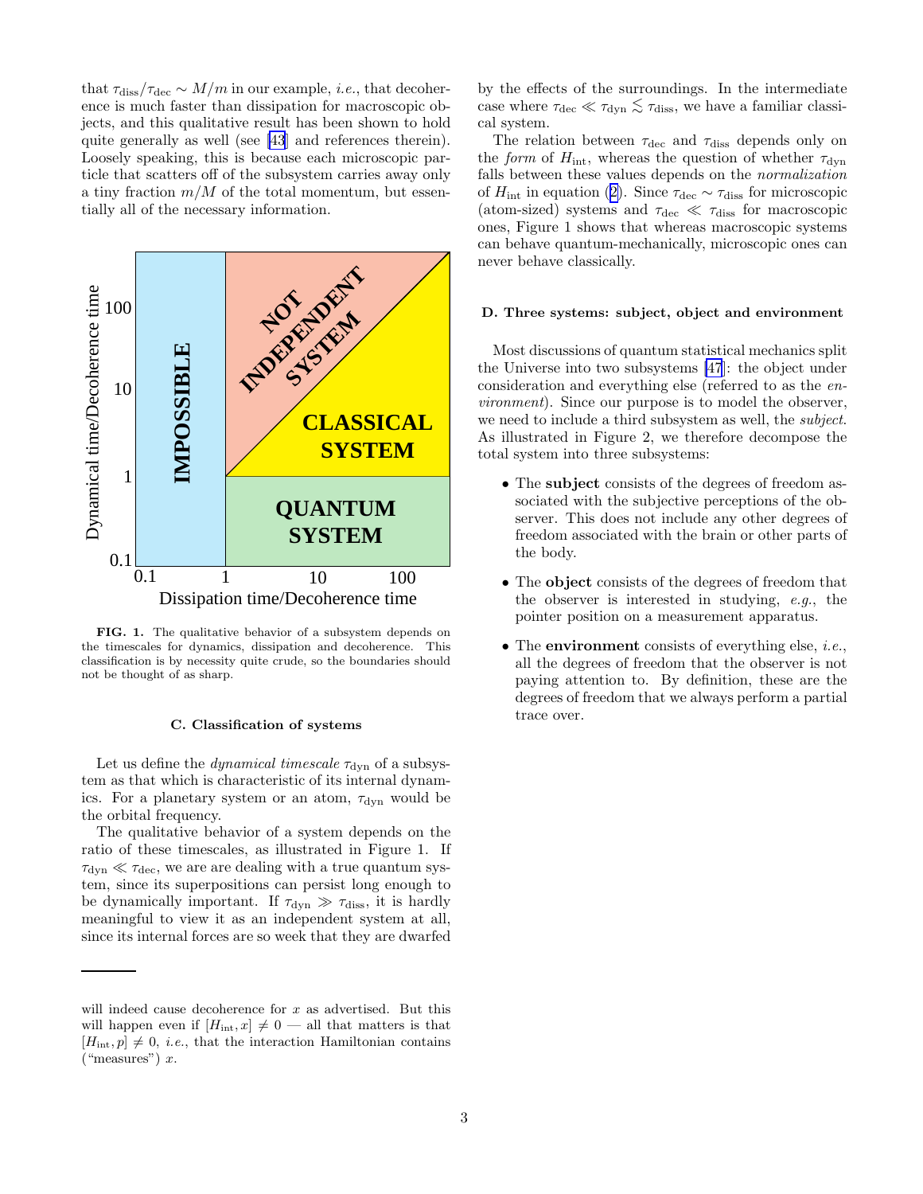that $\tau_{\rm diss}/\tau_{\rm dec} \sim M/m$ in our example, *i.e.*, that decoherence is much faster than dissipation for macroscopic objects, and this qualitative result has been shown to hold quite generally as well (see [43] and references therein). Loosely speaking, this is because each microscopic particle that scatters off of the subsystem carries away only a tiny fraction $m/M$ of the total momentum, but essentially all of the necessary information.

**FIG. 1.** The qualitative behavior of a subsystem depends on the timescales for dynamics, dissipation and decoherence. This classification is by necessity quite crude, so the boundaries should not be thought of as sharp.

### C. Classification of systems

Let us define the *dynamical timescale* $\tau_{\rm dyn}$ of a subsystem as that which is characteristic of its internal dynamics. For a planetary system or an atom, $\tau_{\rm dyn}$ would be the orbital frequency.

The qualitative behavior of a system depends on the ratio of these timescales, as illustrated in Figure 1. If $\tau_{\rm dyn} \ll \tau_{\rm dec}$, we are are dealing with a true quantum system, since its superpositions can persist long enough to be dynamically important. If $\tau_{\rm dyn} \gg \tau_{\rm diss}$, it is hardly meaningful to view it as an independent system at all, since its internal forces are so week that they are dwarfed by the effects of the surroundings. In the intermediate case where $\tau_{\rm dec} \ll \tau_{\rm dyn} \lesssim \tau_{\rm diss}$, we have a familiar classical system.

The relation between $\tau_{\rm dec}$ and $\tau_{\rm diss}$ depends only on the *form* of $H_{\rm int}$, whereas the question of whether $\tau_{\rm dyn}$ falls between these values depends on the *normalization* of $H_{\rm int}$ in equation (2). Since $\tau_{\rm dec} \sim \tau_{\rm diss}$ for microscopic (atom-sized) systems and $\tau_{\rm dec} \ll \tau_{\rm diss}$ for macroscopic ones, Figure 1 shows that whereas macroscopic systems can behave quantum-mechanically, microscopic ones can never behave classically.

### D. Three systems: subject, object and environment

Most discussions of quantum statistical mechanics split the Universe into two subsystems [47]: the object under consideration and everything else (referred to as the *environment*). Since our purpose is to model the observer, we need to include a third subsystem as well, the *subject*. As illustrated in Figure 2, we therefore decompose the total system into three subsystems:

- The **subject** consists of the degrees of freedom associated with the subjective perceptions of the observer. This does not include any other degrees of freedom associated with the brain or other parts of the body.
- The **object** consists of the degrees of freedom that the observer is interested in studying, *e.g.*, the pointer position on a measurement apparatus.
- The **environment** consists of everything else, *i.e.*, all the degrees of freedom that the observer is not paying attention to. By definition, these are the degrees of freedom that we always perform a partial trace over.

---

will indeed cause decoherence for $x$ as advertised. But this will happen even if $[H_{\rm int}, x] \neq 0$ — all that matters is that $[H_{\rm int}, p] \neq 0$, *i.e.*, that the interaction Hamiltonian contains ("measures") $x$.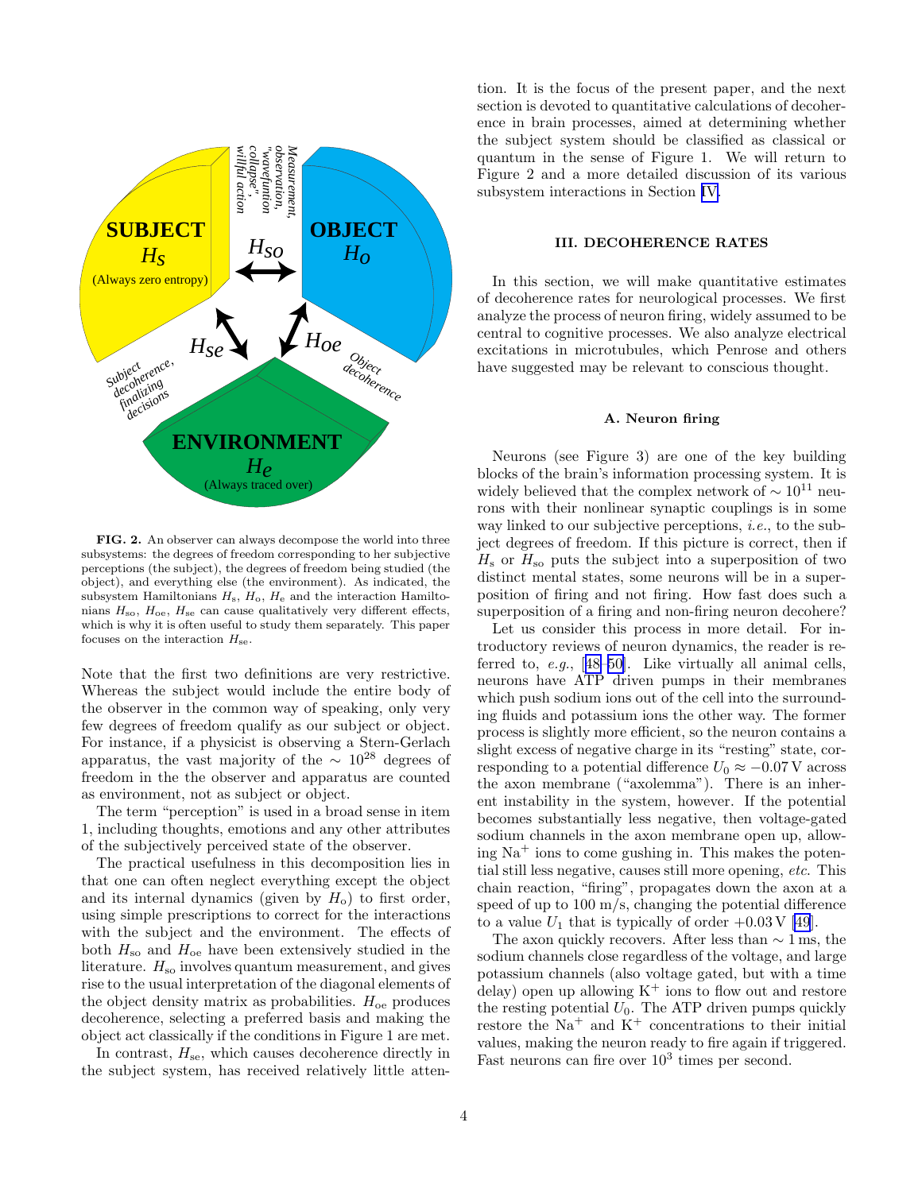**FIG. 2.** An observer can always decompose the world into three subsystems: the degrees of freedom corresponding to her subjective perceptions (the subject), the degrees of freedom being studied (the object), and everything else (the environment). As indicated, the subsystem Hamiltonians $H_s$, $H_o$, $H_e$ and the interaction Hamiltonians $H_{so}$, $H_{oe}$, $H_{se}$ can cause qualitatively very different effects, which is why it is often useful to study them separately. This paper focuses on the interaction $H_{se}$.

Note that the first two definitions are very restrictive. Whereas the subject would include the entire body of the observer in the common way of speaking, only very few degrees of freedom qualify as our subject or object. For instance, if a physicist is observing a Stern-Gerlach apparatus, the vast majority of the $\sim 10^{28}$ degrees of freedom in the the observer and apparatus are counted as environment, not as subject or object.

The term "perception" is used in a broad sense in item 1, including thoughts, emotions and any other attributes of the subjectively perceived state of the observer.

The practical usefulness in this decomposition lies in that one can often neglect everything except the object and its internal dynamics (given by $H_o$) to first order, using simple prescriptions to correct for the interactions with the subject and the environment. The effects of both $H_{so}$ and $H_{oe}$ have been extensively studied in the literature. $H_{so}$ involves quantum measurement, and gives rise to the usual interpretation of the diagonal elements of the object density matrix as probabilities. $H_{oe}$ produces decoherence, selecting a preferred basis and making the object act classically if the conditions in Figure 1 are met.

In contrast, $H_{se}$, which causes decoherence directly in the subject system, has received relatively little attention. It is the focus of the present paper, and the next section is devoted to quantitative calculations of decoherence in brain processes, aimed at determining whether the subject system should be classified as classical or quantum in the sense of Figure 1. We will return to Figure 2 and a more detailed discussion of its various subsystem interactions in Section IV.

## III. DECOHERENCE RATES

In this section, we will make quantitative estimates of decoherence rates for neurological processes. We first analyze the process of neuron firing, widely assumed to be central to cognitive processes. We also analyze electrical excitations in microtubules, which Penrose and others have suggested may be relevant to conscious thought.

### A. Neuron firing

Neurons (see Figure 3) are one of the key building blocks of the brain's information processing system. It is widely believed that the complex network of $\sim 10^{11}$ neurons with their nonlinear synaptic couplings is in some way linked to our subjective perceptions, *i.e.*, to the subject degrees of freedom. If this picture is correct, then if $H_s$ or $H_{so}$ puts the subject into a superposition of two distinct mental states, some neurons will be in a superposition of firing and not firing. How fast does such a superposition of a firing and non-firing neuron decohere?

Let us consider this process in more detail. For introductory reviews of neuron dynamics, the reader is referred to, *e.g.*, [48–50]. Like virtually all animal cells, neurons have ATP driven pumps in their membranes which push sodium ions out of the cell into the surrounding fluids and potassium ions the other way. The former process is slightly more efficient, so the neuron contains a slight excess of negative charge in its "resting" state, corresponding to a potential difference $U_0 \approx -0.07\,\mathrm{V}$ across the axon membrane ("axolemma"). There is an inherent instability in the system, however. If the potential becomes substantially less negative, then voltage-gated sodium channels in the axon membrane open up, allowing $Na^+$ ions to come gushing in. This makes the potential still less negative, causes still more opening, *etc.* This chain reaction, "firing", propagates down the axon at a speed of up to 100 m/s, changing the potential difference to a value $U_1$ that is typically of order $+0.03\,\mathrm{V}$ [49].

The axon quickly recovers. After less than $\sim 1\,\mathrm{ms}$, the sodium channels close regardless of the voltage, and large potassium channels (also voltage gated, but with a time delay) open up allowing $K^+$ ions to flow out and restore the resting potential $U_0$. The ATP driven pumps quickly restore the $Na^+$ and $K^+$ concentrations to their initial values, making the neuron ready to fire again if triggered. Fast neurons can fire over $10^3$ times per second.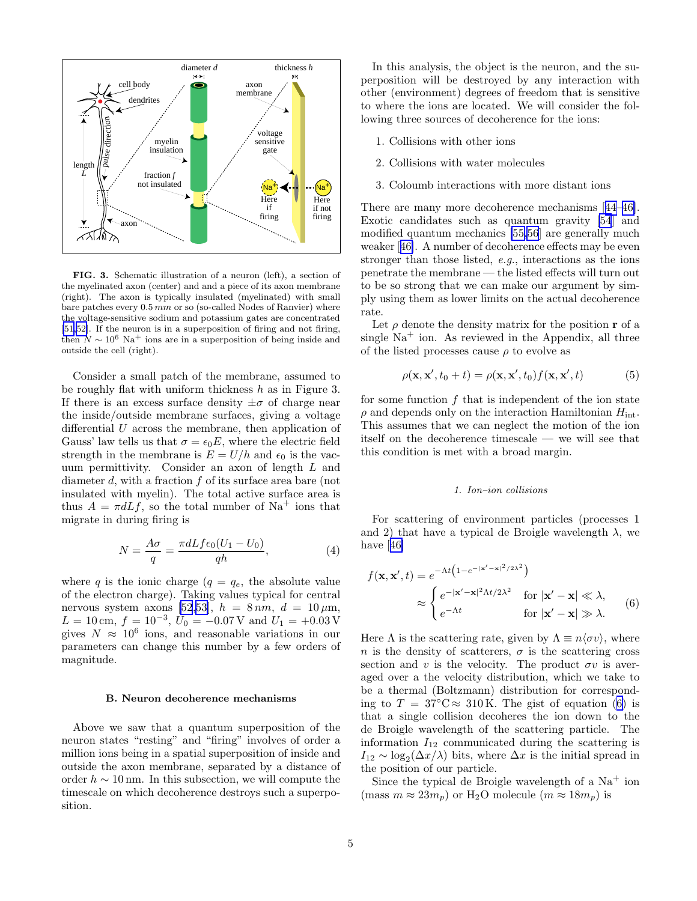**FIG. 3.** Schematic illustration of a neuron (left), a section of the myelinated axon (center) and and a piece of its axon membrane (right). The axon is typically insulated (myelinated) with small bare patches every 0.5 *mm* or so (so-called Nodes of Ranvier) where the voltage-sensitive sodium and potassium gates are concentrated [51,52]. If the neuron is in a superposition of firing and not firing, then $N \sim 10^6$ $Na^+$ ions are in a superposition of being inside and outside the cell (right).

Consider a small patch of the membrane, assumed to be roughly flat with uniform thickness $h$ as in Figure 3. If there is an excess surface density $\pm\sigma$ of charge near the inside/outside membrane surfaces, giving a voltage differential $U$ across the membrane, then application of Gauss' law tells us that $\sigma = \epsilon_0 E$, where the electric field strength in the membrane is $E = U/h$ and $\epsilon_0$ is the vacuum permittivity. Consider an axon of length $L$ and diameter $d$, with a fraction $f$ of its surface area bare (not insulated with myelin). The total active surface area is thus $A = \pi d L f$, so the total number of $Na^+$ ions that migrate in during firing is

$$N = \frac{A\sigma}{q} = \frac{\pi d L f \epsilon_0 (U_1 - U_0)}{qh}, \tag{4}$$

where $q$ is the ionic charge ($q = q_e$, the absolute value of the electron charge). Taking values typical for central nervous system axons [52,53], $h = 8\,nm$, $d = 10\,\mu$m, $L = 10\,$cm, $f = 10^{-3}$, $U_0 = -0.07\,$V and $U_1 = +0.03\,$V gives $N \approx 10^6$ ions, and reasonable variations in our parameters can change this number by a few orders of magnitude.

### B. Neuron decoherence mechanisms

Above we saw that a quantum superposition of the neuron states "resting" and "firing" involves of order a million ions being in a spatial superposition of inside and outside the axon membrane, separated by a distance of order $h \sim 10\,$nm. In this subsection, we will compute the timescale on which decoherence destroys such a superposition.

In this analysis, the object is the neuron, and the superposition will be destroyed by any interaction with other (environment) degrees of freedom that is sensitive to where the ions are located. We will consider the following three sources of decoherence for the ions:

1. Collisions with other ions
2. Collisions with water molecules
3. Coloumb interactions with more distant ions

There are many more decoherence mechanisms [44–46]. Exotic candidates such as quantum gravity [54] and modified quantum mechanics [55,56] are generally much weaker [46]. A number of decoherence effects may be even stronger than those listed, *e.g.*, interactions as the ions penetrate the membrane — the listed effects will turn out to be so strong that we can make our argument by simply using them as lower limits on the actual decoherence rate.

Let $\rho$ denote the density matrix for the position $\mathbf{r}$ of a single $Na^+$ ion. As reviewed in the Appendix, all three of the listed processes cause $\rho$ to evolve as

$$\rho(\mathbf{x}, \mathbf{x}', t_0 + t) = \rho(\mathbf{x}, \mathbf{x}', t_0) f(\mathbf{x}, \mathbf{x}', t) \tag{5}$$

for some function $f$ that is independent of the ion state $\rho$ and depends only on the interaction Hamiltonian $H_{\rm int}$. This assumes that we can neglect the motion of the ion itself on the decoherence timescale — we will see that this condition is met with a broad margin.

#### 1. Ion–ion collisions

For scattering of environment particles (processes 1 and 2) that have a typical de Broglie wavelength $\lambda$, we have [46]

$$f(\mathbf{x}, \mathbf{x}', t) = e^{-\Lambda t\left(1 - e^{-|\mathbf{x}' - \mathbf{x}|^2/2\lambda^2}\right)} \approx \begin{cases} e^{-|\mathbf{x}' - \mathbf{x}|^2 \Lambda t/2\lambda^2} & \text{for } |\mathbf{x}' - \mathbf{x}| \ll \lambda, \\ e^{-\Lambda t} & \text{for } |\mathbf{x}' - \mathbf{x}| \gg \lambda. \end{cases} \tag{6}$$

Here $\Lambda$ is the scattering rate, given by $\Lambda \equiv n\langle\sigma v\rangle$, where $n$ is the density of scatterers, $\sigma$ is the scattering cross section and $v$ is the velocity. The product $\sigma v$ is averaged over a the velocity distribution, which we take to be a thermal (Boltzmann) distribution for corresponding to $T = 37°\text{C} \approx 310\,$K. The gist of equation (6) is that a single collision decoheres the ion down to the de Broglie wavelength of the scattering particle. The information $I_{12}$ communicated during the scattering is $I_{12} \sim \log_2(\Delta x/\lambda)$ bits, where $\Delta x$ is the initial spread in the position of our particle.

Since the typical de Broglie wavelength of a $Na^+$ ion (mass $m \approx 23 m_p$) or $H_2O$ molecule ($m \approx 18 m_p$) is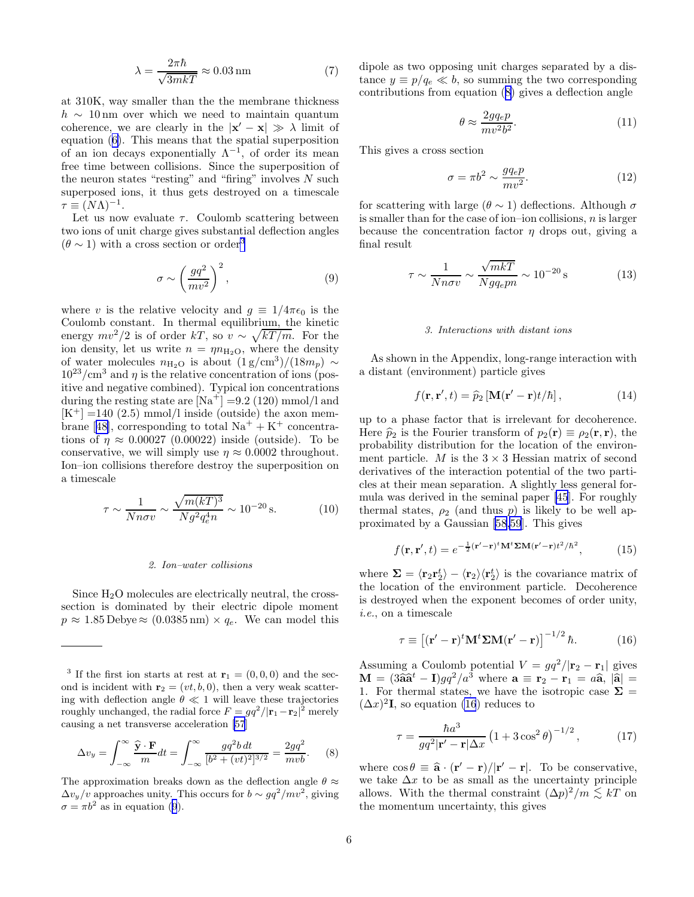$$\lambda = \frac{2\pi\hbar}{\sqrt{3mkT}} \approx 0.03\,\mathrm{nm} \tag{7}$$

at 310K, way smaller than the the membrane thickness $h \sim 10\,\mathrm{nm}$ over which we need to maintain quantum coherence, we are clearly in the $|\mathbf{x}' - \mathbf{x}| \gg \lambda$ limit of equation (6). This means that the spatial superposition of an ion decays exponentially $\Lambda^{-1}$, of order its mean free time between collisions. Since the superposition of the neuron states "resting" and "firing" involves $N$ such superposed ions, it thus gets destroyed on a timescale $\tau \equiv (N\Lambda)^{-1}$.

Let us now evaluate $\tau$. Coulomb scattering between two ions of unit charge gives substantial deflection angles ($\theta \sim 1$) with a cross section or order[3]

$$\sigma \sim \left(\frac{gq^2}{mv^2}\right)^2, \tag{9}$$

where $v$ is the relative velocity and $g \equiv 1/4\pi\epsilon_0$ is the Coulomb constant. In thermal equilibrium, the kinetic energy $mv^2/2$ is of order $kT$, so $v \sim \sqrt{kT/m}$. For the ion density, let us write $n = \eta n_{H_2O}$, where the density of water molecules $n_{H_2O}$ is about $(1\,\mathrm{g/cm}^3)/(18m_p) \sim 10^{23}/\mathrm{cm}^3$ and $\eta$ is the relative concentration of ions (positive and negative combined). Typical ion concentrations during the resting state are $[Na^+]$ =9.2 (120) mmol/l and $[K^+]$ =140 (2.5) mmol/l inside (outside) the axon membrane [48], corresponding to total $Na^+ + K^+$ concentrations of $\eta \approx 0.00027$ (0.00022) inside (outside). To be conservative, we will simply use $\eta \approx 0.0002$ throughout. Ion–ion collisions therefore destroy the superposition on a timescale

$$\tau \sim \frac{1}{Nn\sigma v} \sim \frac{\sqrt{m(kT)^3}}{Ng^2q_e^4 n} \sim 10^{-20}\,\mathrm{s}. \tag{10}$$

#### 2. Ion–water collisions

Since $H_2O$ molecules are electrically neutral, the cross-section is dominated by their electric dipole moment $p \approx 1.85\,\mathrm{Debye} \approx (0.0385\,\mathrm{nm}) \times q_e$. We can model this dipole as two opposing unit charges separated by a distance $y \equiv p/q_e \ll b$, so summing the two corresponding contributions from equation (8) gives a deflection angle

$$\theta \approx \frac{2gq_e p}{mv^2b^2}. \tag{11}$$

This gives a cross section

$$\sigma = \pi b^2 \sim \frac{gq_e p}{mv^2}. \tag{12}$$

for scattering with large ($\theta \sim 1$) deflections. Although $\sigma$ is smaller than for the case of ion–ion collisions, $n$ is larger because the concentration factor $\eta$ drops out, giving a final result

$$\tau \sim \frac{1}{Nn\sigma v} \sim \frac{\sqrt{mkT}}{Ngq_e pn} \sim 10^{-20}\,\mathrm{s} \tag{13}$$

#### 3. Interactions with distant ions

As shown in the Appendix, long-range interaction with a distant (environment) particle gives

$$f(\mathbf{r}, \mathbf{r}', t) = \widehat{p}_2\left[\mathbf{M}(\mathbf{r}' - \mathbf{r})t/\hbar\right], \tag{14}$$

up to a phase factor that is irrelevant for decoherence. Here $\widehat{p}_2$ is the Fourier transform of $p_2(\mathbf{r}) \equiv \rho_2(\mathbf{r}, \mathbf{r})$, the probability distribution for the location of the environment particle. $M$ is the $3 \times 3$ Hessian matrix of second derivatives of the interaction potential of the two particles at their mean separation. A slightly less general formula was derived in the seminal paper [45]. For roughly thermal states, $\rho_2$ (and thus $p$) is likely to be well approximated by a Gaussian [58,59]. This gives

$$f(\mathbf{r}, \mathbf{r}', t) = e^{-\frac{1}{2}(\mathbf{r}'-\mathbf{r})^t\mathbf{M}^t\mathbf{\Sigma}\mathbf{M}(\mathbf{r}'-\mathbf{r})t^2/\hbar^2}, \tag{15}$$

where $\mathbf{\Sigma} = \langle \mathbf{r}_2\mathbf{r}_2^t\rangle - \langle \mathbf{r}_2\rangle\langle \mathbf{r}_2^t\rangle$ is the covariance matrix of the location of the environment particle. Decoherence is destroyed when the exponent becomes of order unity, *i.e.*, on a timescale

$$\tau \equiv \left[(\mathbf{r}' - \mathbf{r})^t\mathbf{M}^t\mathbf{\Sigma}\mathbf{M}(\mathbf{r}' - \mathbf{r})\right]^{-1/2}\hbar. \tag{16}$$

Assuming a Coulomb potential $V = gq^2/|\mathbf{r}_2 - \mathbf{r}_1|$ gives $\mathbf{M} = (3\widehat{\mathbf{a}}\widehat{\mathbf{a}}^t - \mathbf{I})gq^2/a^3$ where $\mathbf{a} \equiv \mathbf{r}_2 - \mathbf{r}_1 = a\widehat{\mathbf{a}}$, $|\widehat{\mathbf{a}}| = 1$. For thermal states, we have the isotropic case $\mathbf{\Sigma} = (\Delta x)^2\mathbf{I}$, so equation (16) reduces to

$$\tau = \frac{\hbar a^3}{gq^2|\mathbf{r}' - \mathbf{r}|\Delta x}\left(1 + 3\cos^2\theta\right)^{-1/2}, \tag{17}$$

where $\cos\theta \equiv \widehat{\mathbf{a}} \cdot (\mathbf{r}' - \mathbf{r})/|\mathbf{r}' - \mathbf{r}|$. To be conservative, we take $\Delta x$ to be as small as the uncertainty principle allows. With the thermal constraint $(\Delta p)^2/m \lesssim kT$ on the momentum uncertainty, this gives

---

[3] If the first ion starts at rest at $\mathbf{r}_1 = (0, 0, 0)$ and the second is incident with $\mathbf{r}_2 = (vt, b, 0)$, then a very weak scattering with deflection angle $\theta \ll 1$ will leave these trajectories roughly unchanged, the radial force $F = gq^2/|\mathbf{r}_1 - \mathbf{r}_2|^2$ merely causing a net transverse acceleration [57]

$$\Delta v_y = \int_{-\infty}^{\infty} \frac{\widehat{\mathbf{y}} \cdot \mathbf{F}}{m}dt = \int_{-\infty}^{\infty} \frac{gq^2 b\,dt}{[b^2 + (vt)^2]^{3/2}} = \frac{2gq^2}{mvb}. \tag{8}$$

The approximation breaks down as the deflection angle $\theta \approx \Delta v_y/v$ approaches unity. This occurs for $b \sim gq^2/mv^2$, giving $\sigma = \pi b^2$ as in equation (9).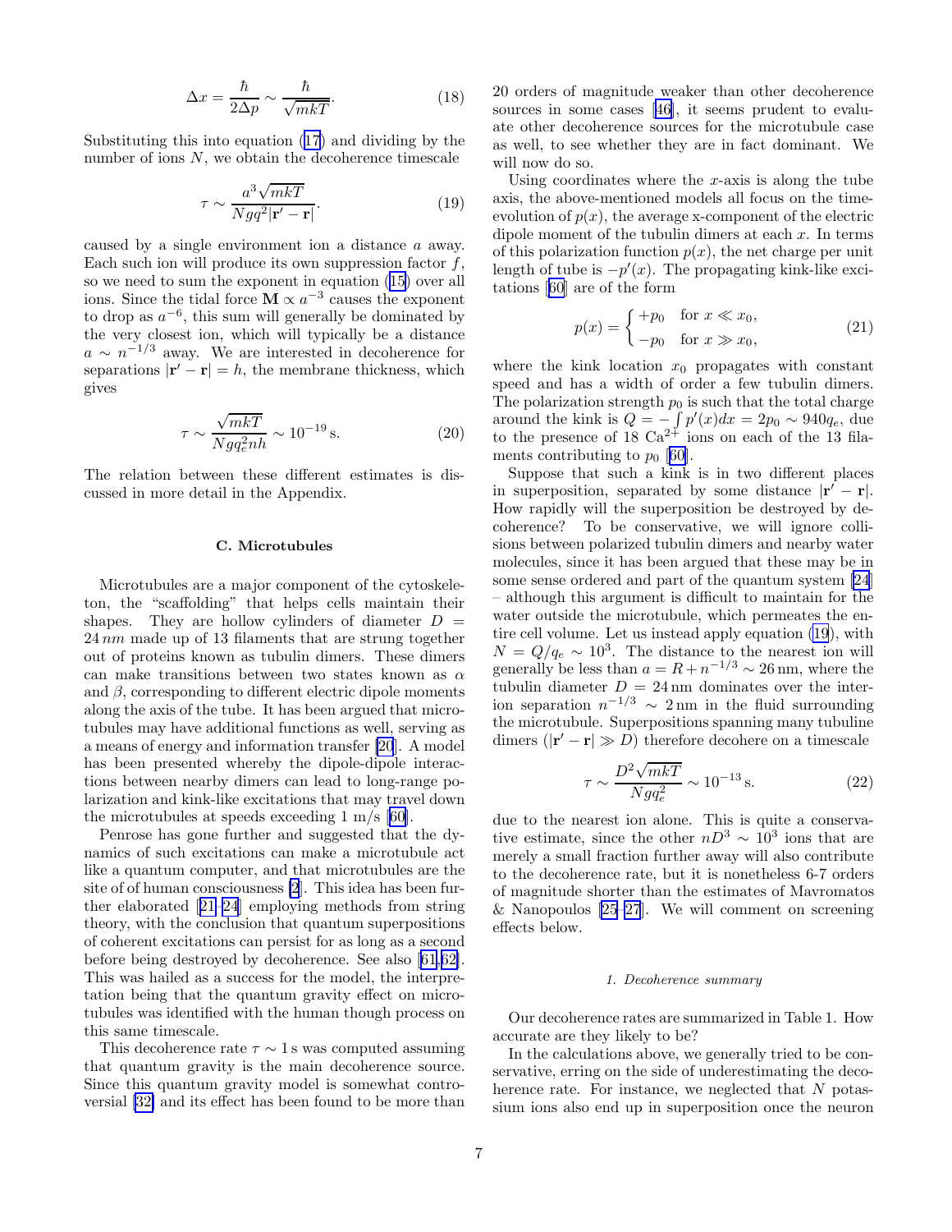$$\Delta x = \frac{\hbar}{2\Delta p} \sim \frac{\hbar}{\sqrt{mkT}}. \tag{18}$$

Substituting this into equation (17) and dividing by the number of ions $N$, we obtain the decoherence timescale

$$\tau \sim \frac{a^3\sqrt{mkT}}{Ngq^2|\mathbf{r}'-\mathbf{r}|}. \tag{19}$$

caused by a single environment ion a distance $a$ away. Each such ion will produce its own suppression factor $f$, so we need to sum the exponent in equation (15) over all ions. Since the tidal force $\mathbf{M} \propto a^{-3}$ causes the exponent to drop as $a^{-6}$, this sum will generally be dominated by the very closest ion, which will typically be a distance $a \sim n^{-1/3}$ away. We are interested in decoherence for separations $|\mathbf{r}'-\mathbf{r}| = h$, the membrane thickness, which gives

$$\tau \sim \frac{\sqrt{mkT}}{Ngq_e^2 nh} \sim 10^{-19}\,\text{s}. \tag{20}$$

The relation between these different estimates is discussed in more detail in the Appendix.

### C. Microtubules

Microtubules are a major component of the cytoskeleton, the "scaffolding" that helps cells maintain their shapes. They are hollow cylinders of diameter $D = 24\,nm$ made up of 13 filaments that are strung together out of proteins known as tubulin dimers. These dimers can make transitions between two states known as $\alpha$ and $\beta$, corresponding to different electric dipole moments along the axis of the tube. It has been argued that microtubules may have additional functions as well, serving as a means of energy and information transfer [20]. A model has been presented whereby the dipole-dipole interactions between nearby dimers can lead to long-range polarization and kink-like excitations that may travel down the microtubules at speeds exceeding 1 m/s [60].

Penrose has gone further and suggested that the dynamics of such excitations can make a microtubule act like a quantum computer, and that microtubules are the site of of human consciousness [2]. This idea has been further elaborated [21–24] employing methods from string theory, with the conclusion that quantum superpositions of coherent excitations can persist for as long as a second before being destroyed by decoherence. See also [61,62]. This was hailed as a success for the model, the interpretation being that the quantum gravity effect on microtubules was identified with the human though process on this same timescale.

This decoherence rate $\tau \sim 1\,$s was computed assuming that quantum gravity is the main decoherence source. Since this quantum gravity model is somewhat controversial [32] and its effect has been found to be more than 20 orders of magnitude weaker than other decoherence sources in some cases [46], it seems prudent to evaluate other decoherence sources for the microtubule case as well, to see whether they are in fact dominant. We will now do so.

Using coordinates where the $x$-axis is along the tube axis, the above-mentioned models all focus on the time-evolution of $p(x)$, the average x-component of the electric dipole moment of the tubulin dimers at each $x$. In terms of this polarization function $p(x)$, the net charge per unit length of tube is $-p'(x)$. The propagating kink-like excitations [60] are of the form

$$p(x) = \begin{cases} +p_0 & \text{for } x \ll x_0, \\ -p_0 & \text{for } x \gg x_0, \end{cases} \tag{21}$$

where the kink location $x_0$ propagates with constant speed and has a width of order a few tubulin dimers. The polarization strength $p_0$ is such that the total charge around the kink is $Q = -\int p'(x)dx = 2p_0 \sim 940q_e$, due to the presence of 18 $Ca^{2+}$ ions on each of the 13 filaments contributing to $p_0$ [60].

Suppose that such a kink is in two different places in superposition, separated by some distance $|\mathbf{r}'-\mathbf{r}|$. How rapidly will the superposition be destroyed by decoherence? To be conservative, we will ignore collisions between polarized tubulin dimers and nearby water molecules, since it has been argued that these may be in some sense ordered and part of the quantum system [24] – although this argument is difficult to maintain for the water outside the microtubule, which permeates the entire cell volume. Let us instead apply equation (19), with $N = Q/q_e \sim 10^3$. The distance to the nearest ion will generally be less than $a = R + n^{-1/3} \sim 26\,$nm, where the tubulin diameter $D = 24\,$nm dominates over the inter-ion separation $n^{-1/3} \sim 2\,$nm in the fluid surrounding the microtubule. Superpositions spanning many tubuline dimers ($|\mathbf{r}'-\mathbf{r}| \gg D$) therefore decohere on a timescale

$$\tau \sim \frac{D^2\sqrt{mkT}}{Ngq_e^2} \sim 10^{-13}\,\text{s}. \tag{22}$$

due to the nearest ion alone. This is quite a conservative estimate, since the other $nD^3 \sim 10^3$ ions that are merely a small fraction further away will also contribute to the decoherence rate, but it is nonetheless 6-7 orders of magnitude shorter than the estimates of Mavromatos & Nanopoulos [25–27]. We will comment on screening effects below.

#### 1. Decoherence summary

Our decoherence rates are summarized in Table 1. How accurate are they likely to be?

In the calculations above, we generally tried to be conservative, erring on the side of underestimating the decoherence rate. For instance, we neglected that $N$ potassium ions also end up in superposition once the neuron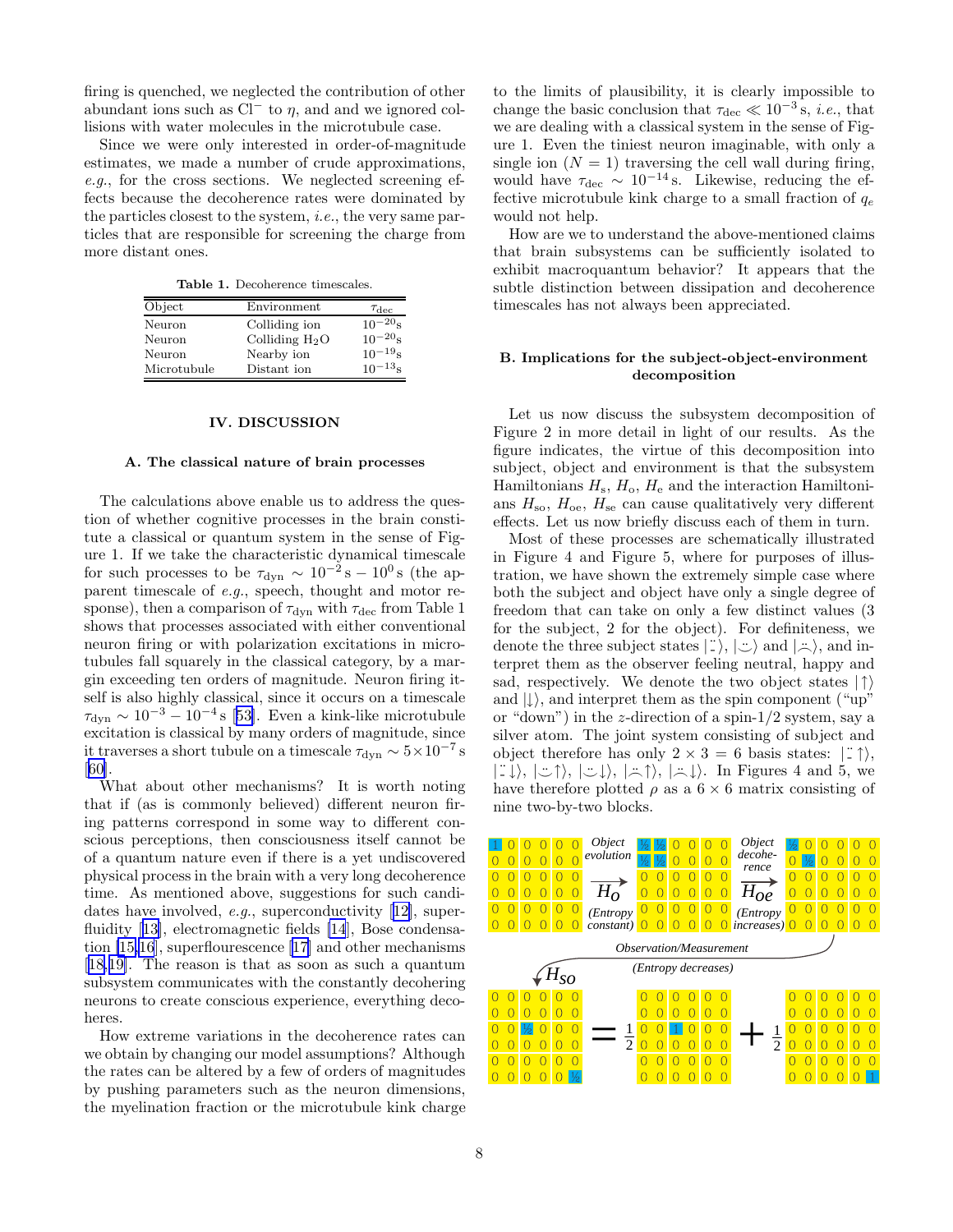firing is quenched, we neglected the contribution of other abundant ions such as $Cl^-$ to $\eta$, and and we ignored collisions with water molecules in the microtubule case.

Since we were only interested in order-of-magnitude estimates, we made a number of crude approximations, *e.g.*, for the cross sections. We neglected screening effects because the decoherence rates were dominated by the particles closest to the system, *i.e.*, the very same particles that are responsible for screening the charge from more distant ones.

**Table 1.** Decoherence timescales.

| Object | Environment | $\tau_{\rm dec}$ |
|---|---|---|
| Neuron | Colliding ion | $10^{-20}$s |
| Neuron | Colliding $H_2O$ | $10^{-20}$s |
| Neuron | Nearby ion | $10^{-19}$s |
| Microtubule | Distant ion | $10^{-13}$s |

## IV. DISCUSSION

### A. The classical nature of brain processes

The calculations above enable us to address the question of whether cognitive processes in the brain constitute a classical or quantum system in the sense of Figure 1. If we take the characteristic dynamical timescale for such processes to be $\tau_{\rm dyn} \sim 10^{-2}\,{\rm s} - 10^{0}\,{\rm s}$ (the apparent timescale of *e.g.*, speech, thought and motor response), then a comparison of $\tau_{\rm dyn}$ with $\tau_{\rm dec}$ from Table 1 shows that processes associated with either conventional neuron firing or with polarization excitations in microtubules fall squarely in the classical category, by a margin exceeding ten orders of magnitude. Neuron firing itself is also highly classical, since it occurs on a timescale $\tau_{\rm dyn} \sim 10^{-3} - 10^{-4}\,{\rm s}$ [53]. Even a kink-like microtubule excitation is classical by many orders of magnitude, since it traverses a short tubule on a timescale $\tau_{\rm dyn} \sim 5\times 10^{-7}\,{\rm s}$ [60].

What about other mechanisms? It is worth noting that if (as is commonly believed) different neuron firing patterns correspond in some way to different conscious perceptions, then consciousness itself cannot be of a quantum nature even if there is a yet undiscovered physical process in the brain with a very long decoherence time. As mentioned above, suggestions for such candidates have involved, *e.g.*, superconductivity [12], superfluidity [13], electromagnetic fields [14], Bose condensation [15,16], superflourescence [17] and other mechanisms [18,19]. The reason is that as soon as such a quantum subsystem communicates with the constantly decohering neurons to create conscious experience, everything decoheres.

How extreme variations in the decoherence rates can we obtain by changing our model assumptions? Although the rates can be altered by a few of orders of magnitudes by pushing parameters such as the neuron dimensions, the myelination fraction or the microtubule kink charge to the limits of plausibility, it is clearly impossible to change the basic conclusion that $\tau_{\rm dec} \ll 10^{-3}\,{\rm s}$, *i.e.*, that we are dealing with a classical system in the sense of Figure 1. Even the tiniest neuron imaginable, with only a single ion ($N = 1$) traversing the cell wall during firing, would have $\tau_{\rm dec} \sim 10^{-14}\,{\rm s}$. Likewise, reducing the effective microtubule kink charge to a small fraction of $q_e$ would not help.

How are we to understand the above-mentioned claims that brain subsystems can be sufficiently isolated to exhibit macroquantum behavior? It appears that the subtle distinction between dissipation and decoherence timescales has not always been appreciated.

### B. Implications for the subject-object-environment decomposition

Let us now discuss the subsystem decomposition of Figure 2 in more detail in light of our results. As the figure indicates, the virtue of this decomposition into subject, object and environment is that the subsystem Hamiltonians $H_s$, $H_o$, $H_e$ and the interaction Hamiltonians $H_{so}$, $H_{oe}$, $H_{se}$ can cause qualitatively very different effects. Let us now briefly discuss each of them in turn.

Most of these processes are schematically illustrated in Figure 4 and Figure 5, where for purposes of illustration, we have shown the extremely simple case where both the subject and object have only a single degree of freedom that can take on only a few distinct values (3 for the subject, 2 for the object). For definiteness, we denote the three subject states $|\ddot{-}\rangle$, $|\ddot{\smile}\rangle$ and $|\ddot{\frown}\rangle$, and interpret them as the observer feeling neutral, happy and sad, respectively. We denote the two object states $|\uparrow\rangle$ and $|\downarrow\rangle$, and interpret them as the spin component ("up" or "down") in the $z$-direction of a spin-1/2 system, say a silver atom. The joint system consisting of subject and object therefore has only $2 \times 3 = 6$ basis states: $|\ddot{-}\uparrow\rangle$, $|\ddot{-}\downarrow\rangle$, $|\ddot{\smile}\uparrow\rangle$, $|\ddot{\smile}\downarrow\rangle$, $|\ddot{\frown}\uparrow\rangle$, $|\ddot{\frown}\downarrow\rangle$. In Figures 4 and 5, we have therefore plotted $\rho$ as a $6\times 6$ matrix consisting of nine two-by-two blocks.

Object evolution $H_o$ (Entropy constant) — Object decoherence $H_{oe}$ (Entropy increases) — Observation/Measurement $H_{so}$ (Entropy decreases)

$$
\begin{pmatrix}1&0&0&0&0&0\\0&0&0&0&0&0\\0&0&0&0&0&0\\0&0&0&0&0&0\\0&0&0&0&0&0\\0&0&0&0&0&0\end{pmatrix}
\xrightarrow{H_o}
\begin{pmatrix}\frac12&\frac12&0&0&0&0\\\frac12&\frac12&0&0&0&0\\0&0&0&0&0&0\\0&0&0&0&0&0\\0&0&0&0&0&0\\0&0&0&0&0&0\end{pmatrix}
\xrightarrow{H_{oe}}
\begin{pmatrix}\frac12&0&0&0&0&0\\0&\frac12&0&0&0&0\\0&0&0&0&0&0\\0&0&0&0&0&0\\0&0&0&0&0&0\\0&0&0&0&0&0\end{pmatrix}
$$

$$
\xrightarrow{H_{so}}
\begin{pmatrix}0&0&0&0&0&0\\0&0&0&0&0&0\\0&0&\frac12&0&0&0\\0&0&0&0&0&0\\0&0&0&0&0&0\\0&0&0&0&0&\frac12\end{pmatrix}
= \frac{1}{2}
\begin{pmatrix}0&0&0&0&0&0\\0&0&0&0&0&0\\0&0&1&0&0&0\\0&0&0&0&0&0\\0&0&0&0&0&0\\0&0&0&0&0&0\end{pmatrix}
+ \frac{1}{2}
\begin{pmatrix}0&0&0&0&0&0\\0&0&0&0&0&0\\0&0&0&0&0&0\\0&0&0&0&0&0\\0&0&0&0&0&0\\0&0&0&0&0&1\end{pmatrix}
$$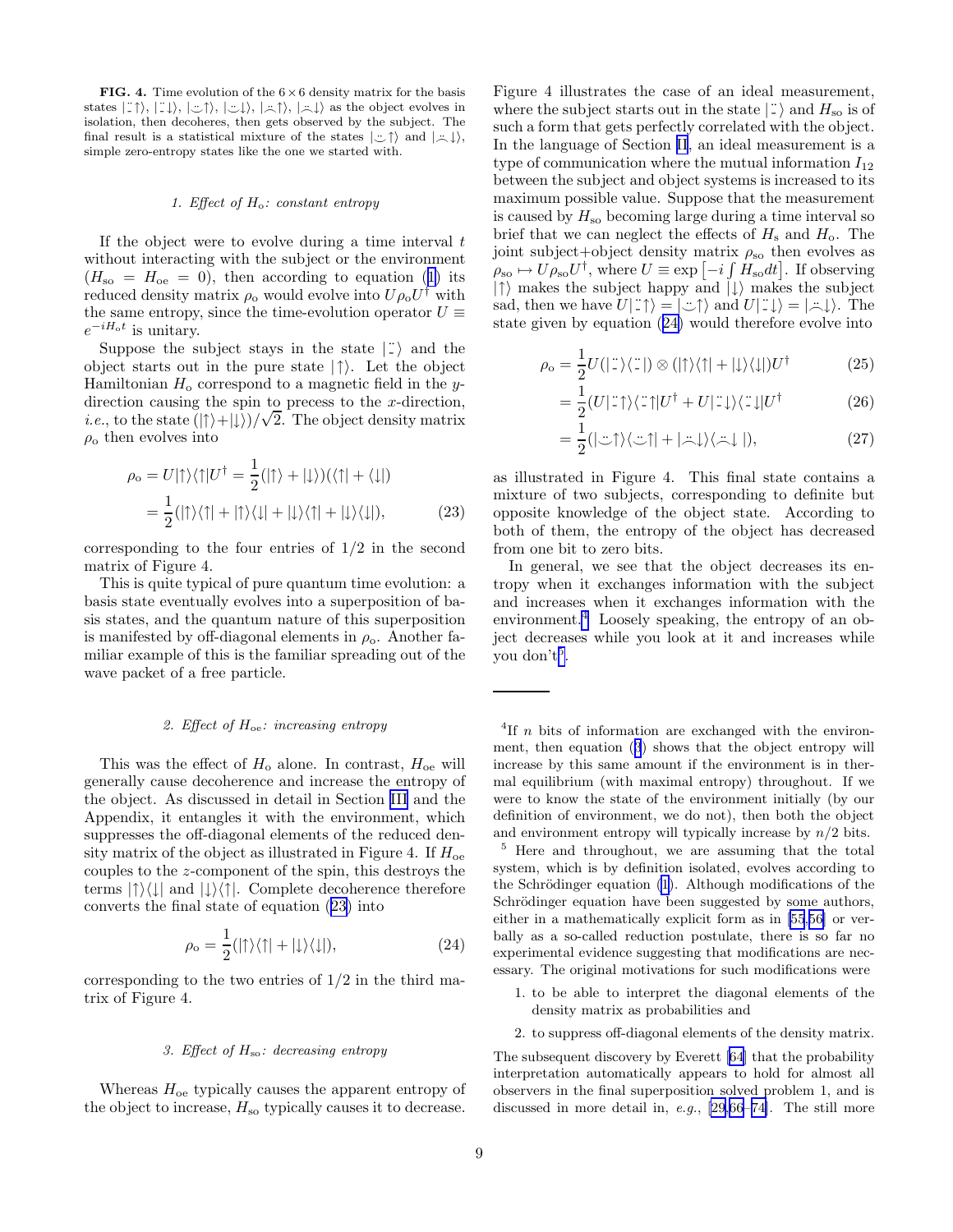**FIG. 4.** Time evolution of the $6\times 6$ density matrix for the basis states $|\ddot{-}\uparrow\rangle$, $|\ddot{-}\downarrow\rangle$, $|\ddot{\smile}\uparrow\rangle$, $|\ddot{\smile}\downarrow\rangle$, $|\ddot{\frown}\uparrow\rangle$, $|\ddot{\frown}\downarrow\rangle$ as the object evolves in isolation, then decoheres, then gets observed by the subject. The final result is a statistical mixture of the states $|\ddot{\smile}\uparrow\rangle$ and $|\ddot{\frown}\downarrow\rangle$, simple zero-entropy states like the one we started with.

#### 1. Effect of $H_o$: constant entropy

If the object were to evolve during a time interval $t$ without interacting with the subject or the environment ($H_{so} = H_{oe} = 0$), then according to equation (1) its reduced density matrix $\rho_o$ would evolve into $U\rho_o U^\dagger$ with the same entropy, since the time-evolution operator $U \equiv e^{-iH_o t}$ is unitary.

Suppose the subject stays in the state $|\ddot{-}\rangle$ and the object starts out in the pure state $|\uparrow\rangle$. Let the object Hamiltonian $H_o$ correspond to a magnetic field in the $y$-direction causing the spin to precess to the $x$-direction, *i.e.*, to the state $(|\uparrow\rangle+|\downarrow\rangle)/\sqrt{2}$. The object density matrix $\rho_o$ then evolves into

$$\begin{aligned}\rho_o &= U|\uparrow\rangle\langle\uparrow|U^\dagger = \frac{1}{2}(|\uparrow\rangle+|\downarrow\rangle)(\langle\uparrow|+\langle\downarrow|)\\ &= \frac{1}{2}(|\uparrow\rangle\langle\uparrow|+|\uparrow\rangle\langle\downarrow|+|\downarrow\rangle\langle\uparrow|+|\downarrow\rangle\langle\downarrow|),\end{aligned} \tag{23}$$

corresponding to the four entries of 1/2 in the second matrix of Figure 4.

This is quite typical of pure quantum time evolution: a basis state eventually evolves into a superposition of basis states, and the quantum nature of this superposition is manifested by off-diagonal elements in $\rho_o$. Another familiar example of this is the familiar spreading out of the wave packet of a free particle.

#### 2. Effect of $H_{oe}$: increasing entropy

This was the effect of $H_o$ alone. In contrast, $H_{oe}$ will generally cause decoherence and increase the entropy of the object. As discussed in detail in Section III and the Appendix, it entangles it with the environment, which suppresses the off-diagonal elements of the reduced density matrix of the object as illustrated in Figure 4. If $H_{oe}$ couples to the $z$-component of the spin, this destroys the terms $|\uparrow\rangle\langle\downarrow|$ and $|\downarrow\rangle\langle\uparrow|$. Complete decoherence therefore converts the final state of equation (23) into

$$\rho_o = \frac{1}{2}(|\uparrow\rangle\langle\uparrow|+|\downarrow\rangle\langle\downarrow|), \tag{24}$$

corresponding to the two entries of 1/2 in the third matrix of Figure 4.

#### 3. Effect of $H_{so}$: decreasing entropy

Whereas $H_{oe}$ typically causes the apparent entropy of the object to increase, $H_{so}$ typically causes it to decrease. Figure 4 illustrates the case of an ideal measurement, where the subject starts out in the state $|\ddot{-}\rangle$ and $H_{so}$ is of such a form that gets perfectly correlated with the object. In the language of Section II, an ideal measurement is a type of communication where the mutual information $I_{12}$ between the subject and object systems is increased to its maximum possible value. Suppose that the measurement is caused by $H_{so}$ becoming large during a time interval so brief that we can neglect the effects of $H_s$ and $H_o$. The joint subject+object density matrix $\rho_{so}$ then evolves as $\rho_{so} \mapsto U\rho_{so}U^\dagger$, where $U \equiv \exp\left[-i\int H_{so}dt\right]$. If observing $|\uparrow\rangle$ makes the subject happy and $|\downarrow\rangle$ makes the subject sad, then we have $U|\ddot{-}\uparrow\rangle = |\ddot{\smile}\uparrow\rangle$ and $U|\ddot{-}\downarrow\rangle = |\ddot{\frown}\downarrow\rangle$. The state given by equation (24) would therefore evolve into

$$\rho_o = \frac{1}{2}U(|\ddot{-}\rangle\langle\ddot{-}|)\otimes(|\uparrow\rangle\langle\uparrow|+|\downarrow\rangle\langle\downarrow|)U^\dagger \tag{25}$$

$$= \frac{1}{2}(U|\ddot{-}\uparrow\rangle\langle\ddot{-}\uparrow|U^\dagger + U|\ddot{-}\downarrow\rangle\langle\ddot{-}\downarrow|U^\dagger \tag{26}$$

$$= \frac{1}{2}(|\ddot{\smile}\uparrow\rangle\langle\ddot{\smile}\uparrow| + |\ddot{\frown}\downarrow\rangle\langle\ddot{\frown}\downarrow|), \tag{27}$$

as illustrated in Figure 4. This final state contains a mixture of two subjects, corresponding to definite but opposite knowledge of the object state. According to both of them, the entropy of the object has decreased from one bit to zero bits.

In general, we see that the object decreases its entropy when it exchanges information with the subject and increases when it exchanges information with the environment.[4] Loosely speaking, the entropy of an object decreases while you look at it and increases while you don't[5].

---

[4] If $n$ bits of information are exchanged with the environment, then equation (9) shows that the object entropy will increase by this same amount if the environment is in thermal equilibrium (with maximal entropy) throughout. If we were to know the state of the environment initially (by our definition of environment, we do not), then both the object and environment entropy will typically increase by $n/2$ bits.

[5] Here and throughout, we are assuming that the total system, which is by definition isolated, evolves according to the Schrödinger equation (1). Although modifications of the Schrödinger equation have been suggested by some authors, either in a mathematically explicit form as in [55,56] or verbally as a so-called reduction postulate, there is so far no experimental evidence suggesting that modifications are necessary. The original motivations for such modifications were

1. to be able to interpret the diagonal elements of the density matrix as probabilities and
2. to suppress off-diagonal elements of the density matrix.

The subsequent discovery by Everett [64] that the probability interpretation automatically appears to hold for almost all observers in the final superposition solved problem 1, and is discussed in more detail in, *e.g.*, [29,66–74]. The still more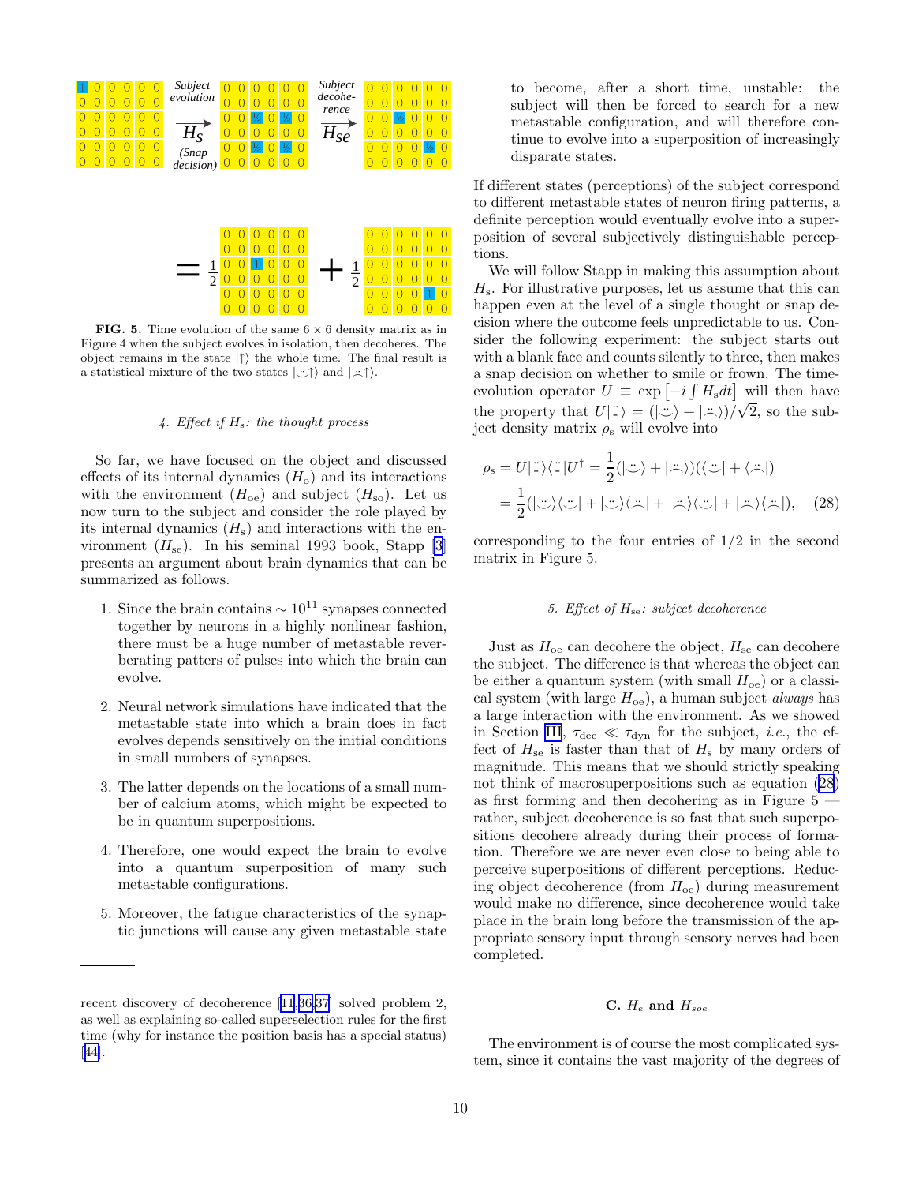FIG. 5. Time evolution of the same 6 × 6 density matrix as in Figure 4 when the subject evolves in isolation, then decoheres. The object remains in the state $|\uparrow\rangle$ the whole time. The final result is a statistical mixture of the two states $|\smile\uparrow\rangle$ and $|\frown\uparrow\rangle$.

#### 4. Effect if $H_s$: the thought process

So far, we have focused on the object and discussed effects of its internal dynamics ($H_o$) and its interactions with the environment ($H_{oe}$) and subject ($H_{so}$). Let us now turn to the subject and consider the role played by its internal dynamics ($H_s$) and interactions with the environment ($H_{se}$). In his seminal 1993 book, Stapp [3] presents an argument about brain dynamics that can be summarized as follows.

1. Since the brain contains $\sim 10^{11}$ synapses connected together by neurons in a highly nonlinear fashion, there must be a huge number of metastable reverberating patters of pulses into which the brain can evolve.
2. Neural network simulations have indicated that the metastable state into which a brain does in fact evolves depends sensitively on the initial conditions in small numbers of synapses.
3. The latter depends on the locations of a small number of calcium atoms, which might be expected to be in quantum superpositions.
4. Therefore, one would expect the brain to evolve into a quantum superposition of many such metastable configurations.
5. Moreover, the fatigue characteristics of the synaptic junctions will cause any given metastable state to become, after a short time, unstable: the subject will then be forced to search for a new metastable configuration, and will therefore continue to evolve into a superposition of increasingly disparate states.

If different states (perceptions) of the subject correspond to different metastable states of neuron firing patterns, a definite perception would eventually evolve into a superposition of several subjectively distinguishable perceptions.

We will follow Stapp in making this assumption about $H_s$. For illustrative purposes, let us assume that this can happen even at the level of a single thought or snap decision where the outcome feels unpredictable to us. Consider the following experiment: the subject starts out with a blank face and counts silently to three, then makes a snap decision on whether to smile or frown. The time-evolution operator $U \equiv \exp\left[-i\int H_s dt\right]$ will then have the property that $U|\ddot{-}\rangle = (|\smile\rangle + |\frown\rangle)/\sqrt{2}$, so the subject density matrix $\rho_s$ will evolve into

$$\begin{aligned}\rho_s = U|\ddot{-}\rangle\langle\ddot{-}|U^\dagger &= \frac{1}{2}(|\smile\rangle + |\frown\rangle)(\langle\smile| + \langle\frown|)\\ &= \frac{1}{2}(|\smile\rangle\langle\smile| + |\smile\rangle\langle\frown| + |\frown\rangle\langle\smile| + |\frown\rangle\langle\frown|),\end{aligned} \quad (28)$$

corresponding to the four entries of 1/2 in the second matrix in Figure 5.

#### 5. Effect of $H_{se}$: subject decoherence

Just as $H_{oe}$ can decohere the object, $H_{se}$ can decohere the subject. The difference is that whereas the object can be either a quantum system (with small $H_{oe}$) or a classical system (with large $H_{oe}$), a human subject *always* has a large interaction with the environment. As we showed in Section III, $\tau_{dec} \ll \tau_{dyn}$ for the subject, *i.e.*, the effect of $H_{se}$ is faster than that of $H_s$ by many orders of magnitude. This means that we should strictly speaking not think of macrosuperpositions such as equation (28) as first forming and then decohering as in Figure 5 — rather, subject decoherence is so fast that such superpositions decohere already during their process of formation. Therefore we are never even close to being able to perceive superpositions of different perceptions. Reducing object decoherence (from $H_{oe}$) during measurement would make no difference, since decoherence would take place in the brain long before the transmission of the appropriate sensory input through sensory nerves had been completed.

### C. $H_e$ and $H_{soe}$

The environment is of course the most complicated system, since it contains the vast majority of the degrees of

---

recent discovery of decoherence [11,36,37] solved problem 2, as well as explaining so-called superselection rules for the first time (why for instance the position basis has a special status) [44].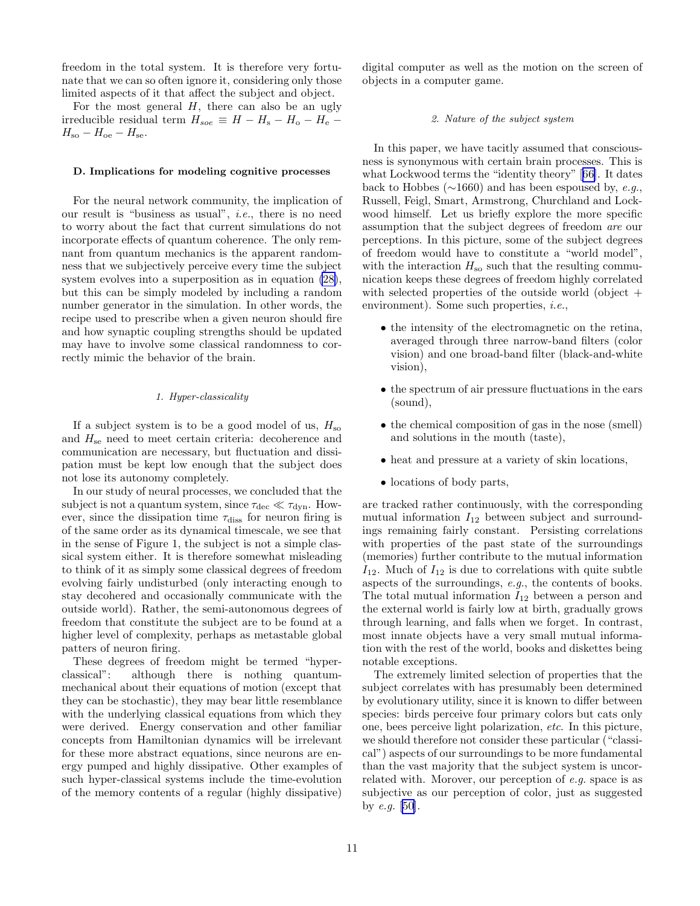freedom in the total system. It is therefore very fortunate that we can so often ignore it, considering only those limited aspects of it that affect the subject and object.

For the most general $H$, there can also be an ugly irreducible residual term $H_{soe} \equiv H - H_{\rm s} - H_{\rm o} - H_{\rm e} - H_{\rm so} - H_{\rm oe} - H_{\rm se}$.

### D. Implications for modeling cognitive processes

For the neural network community, the implication of our result is "business as usual", *i.e.*, there is no need to worry about the fact that current simulations do not incorporate effects of quantum coherence. The only remnant from quantum mechanics is the apparent randomness that we subjectively perceive every time the subject system evolves into a superposition as in equation (28), but this can be simply modeled by including a random number generator in the simulation. In other words, the recipe used to prescribe when a given neuron should fire and how synaptic coupling strengths should be updated may have to involve some classical randomness to correctly mimic the behavior of the brain.

#### 1. Hyper-classicality

If a subject system is to be a good model of us, $H_{\rm so}$ and $H_{\rm se}$ need to meet certain criteria: decoherence and communication are necessary, but fluctuation and dissipation must be kept low enough that the subject does not lose its autonomy completely.

In our study of neural processes, we concluded that the subject is not a quantum system, since $\tau_{\rm dec} \ll \tau_{\rm dyn}$. However, since the dissipation time $\tau_{\rm diss}$ for neuron firing is of the same order as its dynamical timescale, we see that in the sense of Figure 1, the subject is not a simple classical system either. It is therefore somewhat misleading to think of it as simply some classical degrees of freedom evolving fairly undisturbed (only interacting enough to stay decohered and occasionally communicate with the outside world). Rather, the semi-autonomous degrees of freedom that constitute the subject are to be found at a higher level of complexity, perhaps as metastable global patters of neuron firing.

These degrees of freedom might be termed "hyper-classical": although there is nothing quantum-mechanical about their equations of motion (except that they can be stochastic), they may bear little resemblance with the underlying classical equations from which they were derived. Energy conservation and other familiar concepts from Hamiltonian dynamics will be irrelevant for these more abstract equations, since neurons are energy pumped and highly dissipative. Other examples of such hyper-classical systems include the time-evolution of the memory contents of a regular (highly dissipative) digital computer as well as the motion on the screen of objects in a computer game.

#### 2. Nature of the subject system

In this paper, we have tacitly assumed that consciousness is synonymous with certain brain processes. This is what Lockwood terms the "identity theory" [66]. It dates back to Hobbes (∼1660) and has been espoused by, *e.g.*, Russell, Feigl, Smart, Armstrong, Churchland and Lockwood himself. Let us briefly explore the more specific assumption that the subject degrees of freedom *are* our perceptions. In this picture, some of the subject degrees of freedom would have to constitute a "world model", with the interaction $H_{\rm so}$ such that the resulting communication keeps these degrees of freedom highly correlated with selected properties of the outside world (object + environment). Some such properties, *i.e.*,

- the intensity of the electromagnetic on the retina, averaged through three narrow-band filters (color vision) and one broad-band filter (black-and-white vision),
- the spectrum of air pressure fluctuations in the ears (sound),
- the chemical composition of gas in the nose (smell) and solutions in the mouth (taste),
- heat and pressure at a variety of skin locations,
- locations of body parts,

are tracked rather continuously, with the corresponding mutual information $I_{12}$ between subject and surroundings remaining fairly constant. Persisting correlations with properties of the past state of the surroundings (memories) further contribute to the mutual information $I_{12}$. Much of $I_{12}$ is due to correlations with quite subtle aspects of the surroundings, *e.g.*, the contents of books. The total mutual information $I_{12}$ between a person and the external world is fairly low at birth, gradually grows through learning, and falls when we forget. In contrast, most innate objects have a very small mutual information with the rest of the world, books and diskettes being notable exceptions.

The extremely limited selection of properties that the subject correlates with has presumably been determined by evolutionary utility, since it is known to differ between species: birds perceive four primary colors but cats only one, bees perceive light polarization, *etc.* In this picture, we should therefore not consider these particular ("classical") aspects of our surroundings to be more fundamental than the vast majority that the subject system is uncorrelated with. Morover, our perception of *e.g.* space is as subjective as our perception of color, just as suggested by *e.g.* [50].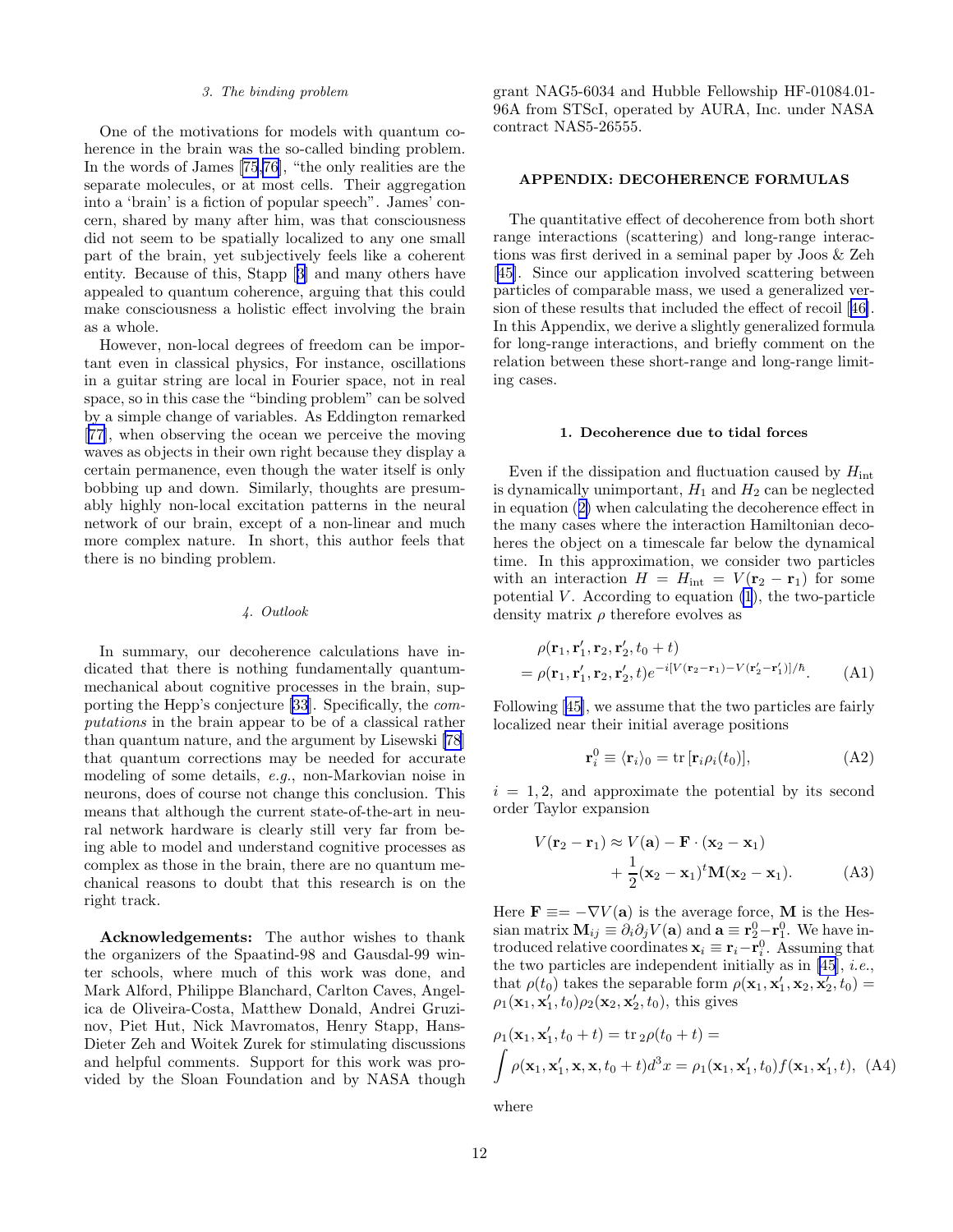### 3. The binding problem

One of the motivations for models with quantum coherence in the brain was the so-called binding problem. In the words of James [75,76], "the only realities are the separate molecules, or at most cells. Their aggregation into a 'brain' is a fiction of popular speech". James' concern, shared by many after him, was that consciousness did not seem to be spatially localized to any one small part of the brain, yet subjectively feels like a coherent entity. Because of this, Stapp [3] and many others have appealed to quantum coherence, arguing that this could make consciousness a holistic effect involving the brain as a whole.

However, non-local degrees of freedom can be important even in classical physics, For instance, oscillations in a guitar string are local in Fourier space, not in real space, so in this case the "binding problem" can be solved by a simple change of variables. As Eddington remarked [77], when observing the ocean we perceive the moving waves as objects in their own right because they display a certain permanence, even though the water itself is only bobbing up and down. Similarly, thoughts are presumably highly non-local excitation patterns in the neural network of our brain, except of a non-linear and much more complex nature. In short, this author feels that there is no binding problem.

### 4. Outlook

In summary, our decoherence calculations have indicated that there is nothing fundamentally quantum-mechanical about cognitive processes in the brain, supporting the Hepp's conjecture [33]. Specifically, the *computations* in the brain appear to be of a classical rather than quantum nature, and the argument by Lisewski [78] that quantum corrections may be needed for accurate modeling of some details, *e.g.*, non-Markovian noise in neurons, does of course not change this conclusion. This means that although the current state-of-the-art in neural network hardware is clearly still very far from being able to model and understand cognitive processes as complex as those in the brain, there are no quantum mechanical reasons to doubt that this research is on the right track.

**Acknowledgements:** The author wishes to thank the organizers of the Spaatind-98 and Gausdal-99 winter schools, where much of this work was done, and Mark Alford, Philippe Blanchard, Carlton Caves, Angelica de Oliveira-Costa, Matthew Donald, Andrei Gruzinov, Piet Hut, Nick Mavromatos, Henry Stapp, Hans-Dieter Zeh and Woitek Zurek for stimulating discussions and helpful comments. Support for this work was provided by the Sloan Foundation and by NASA though grant NAG5-6034 and Hubble Fellowship HF-01084.01-96A from STScI, operated by AURA, Inc. under NASA contract NAS5-26555.

## APPENDIX: DECOHERENCE FORMULAS

The quantitative effect of decoherence from both short range interactions (scattering) and long-range interactions was first derived in a seminal paper by Joos & Zeh [45]. Since our application involved scattering between particles of comparable mass, we used a generalized version of these results that included the effect of recoil [46]. In this Appendix, we derive a slightly generalized formula for long-range interactions, and briefly comment on the relation between these short-range and long-range limiting cases.

### 1. Decoherence due to tidal forces

Even if the dissipation and fluctuation caused by $H_{\rm int}$ is dynamically unimportant, $H_1$ and $H_2$ can be neglected in equation (2) when calculating the decoherence effect in the many cases where the interaction Hamiltonian decoheres the object on a timescale far below the dynamical time. In this approximation, we consider two particles with an interaction $H = H_{\rm int} = V(\mathbf{r}_2 - \mathbf{r}_1)$ for some potential $V$. According to equation (1), the two-particle density matrix $\rho$ therefore evolves as

$$
\begin{aligned}
&\rho(\mathbf{r}_1, \mathbf{r}_1', \mathbf{r}_2, \mathbf{r}_2', t_0 + t)\\
&= \rho(\mathbf{r}_1, \mathbf{r}_1', \mathbf{r}_2, \mathbf{r}_2', t) e^{-i[V(\mathbf{r}_2-\mathbf{r}_1) - V(\mathbf{r}_2'-\mathbf{r}_1')]/\hbar}.
\end{aligned}
\quad \text{(A1)}
$$

Following [45], we assume that the two particles are fairly localized near their initial average positions

$$
\mathbf{r}_i^0 \equiv \langle \mathbf{r}_i \rangle_0 = \mathrm{tr}\,[\mathbf{r}_i \rho_i(t_0)], \quad \text{(A2)}
$$

$i = 1, 2$, and approximate the potential by its second order Taylor expansion

$$
\begin{aligned}
V(\mathbf{r}_2 - \mathbf{r}_1) \approx\; & V(\mathbf{a}) - \mathbf{F}\cdot(\mathbf{x}_2 - \mathbf{x}_1)\\
&+ \frac{1}{2}(\mathbf{x}_2 - \mathbf{x}_1)^t \mathbf{M} (\mathbf{x}_2 - \mathbf{x}_1).
\end{aligned}
\quad \text{(A3)}
$$

Here $\mathbf{F} \equiv= -\nabla V(\mathbf{a})$ is the average force, $\mathbf{M}$ is the Hessian matrix $\mathbf{M}_{ij} \equiv \partial_i \partial_j V(\mathbf{a})$ and $\mathbf{a} \equiv \mathbf{r}_2^0 - \mathbf{r}_1^0$. We have introduced relative coordinates $\mathbf{x}_i \equiv \mathbf{r}_i - \mathbf{r}_i^0$. Assuming that the two particles are independent initially as in [45], *i.e.*, that $\rho(t_0)$ takes the separable form $\rho(\mathbf{x}_1, \mathbf{x}_1', \mathbf{x}_2, \mathbf{x}_2', t_0) = \rho_1(\mathbf{x}_1, \mathbf{x}_1', t_0)\rho_2(\mathbf{x}_2, \mathbf{x}_2', t_0)$, this gives

$$
\begin{aligned}
&\rho_1(\mathbf{x}_1, \mathbf{x}_1', t_0 + t) = \mathrm{tr}\,_2 \rho(t_0 + t) =\\
&\int \rho(\mathbf{x}_1, \mathbf{x}_1', \mathbf{x}, \mathbf{x}, t_0 + t) d^3x = \rho_1(\mathbf{x}_1, \mathbf{x}_1', t_0) f(\mathbf{x}_1, \mathbf{x}_1', t),
\end{aligned}
\quad \text{(A4)}
$$

where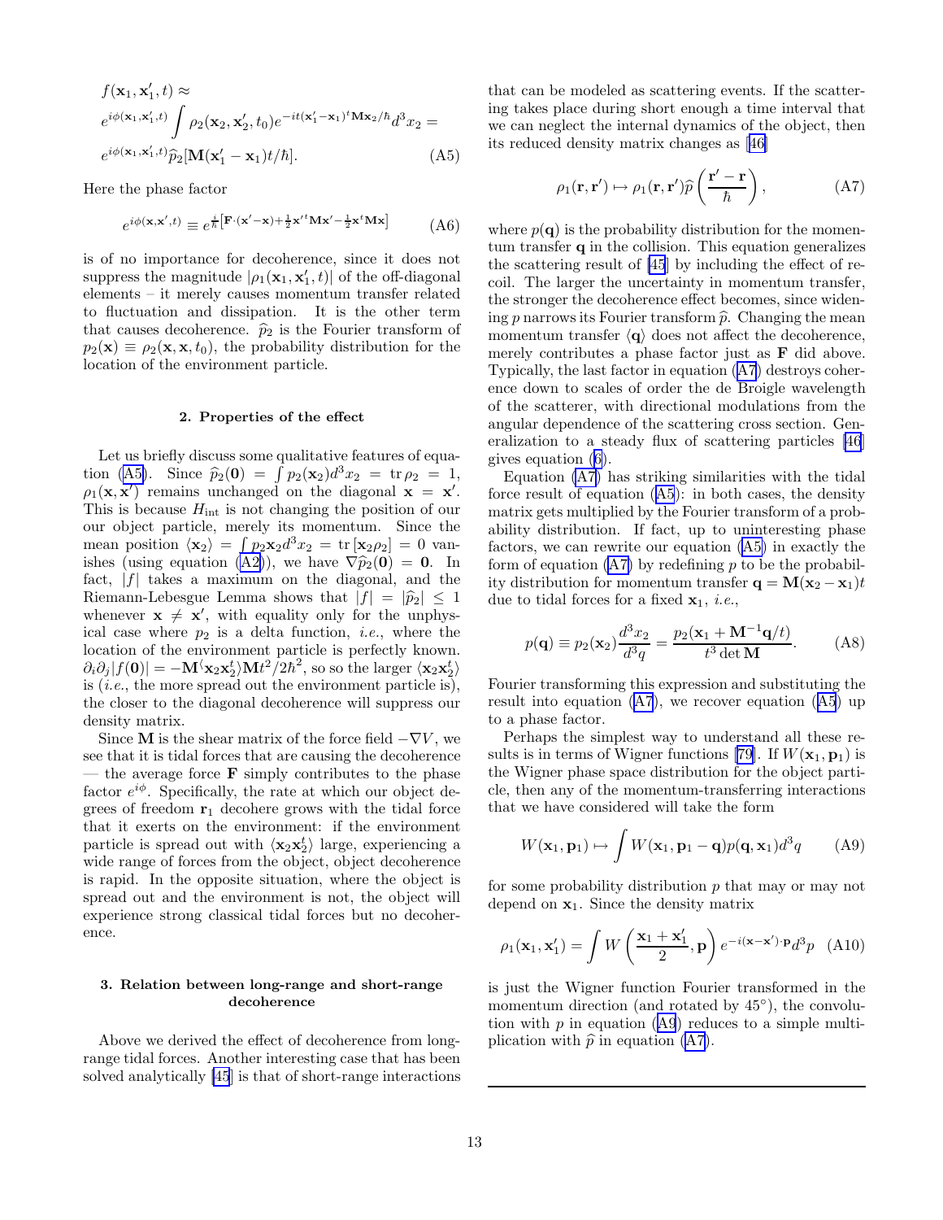$$
\begin{aligned}
&f(\mathbf{x}_1, \mathbf{x}_1', t) \approx \\
&e^{i\phi(\mathbf{x}_1,\mathbf{x}_1',t)} \int \rho_2(\mathbf{x}_2, \mathbf{x}_2', t_0) e^{-it(\mathbf{x}_1'-\mathbf{x}_1)^t \mathbf{M}\mathbf{x}_2/\hbar} d^3x_2 = \\
&e^{i\phi(\mathbf{x}_1,\mathbf{x}_1',t)} \widehat{p}_2[\mathbf{M}(\mathbf{x}_1' - \mathbf{x}_1)t/\hbar].
\end{aligned}
\tag{A5}
$$

Here the phase factor

$$
e^{i\phi(\mathbf{x},\mathbf{x}',t)} \equiv e^{\frac{i}{\hbar}\left[\mathbf{F}\cdot(\mathbf{x}'-\mathbf{x}) + \frac{1}{2}\mathbf{x}'^t\mathbf{M}\mathbf{x}' - \frac{1}{2}\mathbf{x}^t\mathbf{M}\mathbf{x}\right]}
\tag{A6}
$$

is of no importance for decoherence, since it does not suppress the magnitude $|\rho_1(\mathbf{x}_1, \mathbf{x}_1', t)|$ of the off-diagonal elements – it merely causes momentum transfer related to fluctuation and dissipation. It is the other term that causes decoherence. $\widehat{p}_2$ is the Fourier transform of $p_2(\mathbf{x}) \equiv \rho_2(\mathbf{x}, \mathbf{x}, t_0)$, the probability distribution for the location of the environment particle.

### 2. Properties of the effect

Let us briefly discuss some qualitative features of equation (A5). Since $\widehat{p}_2(\mathbf{0}) = \int p_2(\mathbf{x}_2) d^3x_2 = \mathrm{tr}\,\rho_2 = 1$, $\rho_1(\mathbf{x}, \mathbf{x}')$ remains unchanged on the diagonal $\mathbf{x} = \mathbf{x}'$. This is because $H_{\rm int}$ is not changing the position of our our object particle, merely its momentum. Since the mean position $\langle \mathbf{x}_2 \rangle = \int p_2 \mathbf{x}_2 d^3x_2 = \mathrm{tr}\,[\mathbf{x}_2\rho_2] = 0$ vanishes (using equation (A2)), we have $\nabla\widehat{p}_2(\mathbf{0}) = \mathbf{0}$. In fact, $|f|$ takes a maximum on the diagonal, and the Riemann-Lebesgue Lemma shows that $|f| = |\widehat{p}_2| \leq 1$ whenever $\mathbf{x} \neq \mathbf{x}'$, with equality only for the unphysical case where $p_2$ is a delta function, *i.e.*, where the location of the environment particle is perfectly known. $\partial_i\partial_j|f(\mathbf{0})| = -\mathbf{M}\langle\mathbf{x}_2\mathbf{x}_2^t\rangle\mathbf{M}t^2/2\hbar^2$, so so the larger $\langle\mathbf{x}_2\mathbf{x}_2^t\rangle$ is (*i.e.*, the more spread out the environment particle is), the closer to the diagonal decoherence will suppress our density matrix.

Since $\mathbf{M}$ is the shear matrix of the force field $-\nabla V$, we see that it is tidal forces that are causing the decoherence — the average force $\mathbf{F}$ simply contributes to the phase factor $e^{i\phi}$. Specifically, the rate at which our object degrees of freedom $\mathbf{r}_1$ decohere grows with the tidal force that it exerts on the environment: if the environment particle is spread out with $\langle\mathbf{x}_2\mathbf{x}_2^t\rangle$ large, experiencing a wide range of forces from the object, object decoherence is rapid. In the opposite situation, where the object is spread out and the environment is not, the object will experience strong classical tidal forces but no decoherence.

### 3. Relation between long-range and short-range decoherence

Above we derived the effect of decoherence from long-range tidal forces. Another interesting case that has been solved analytically [45] is that of short-range interactions that can be modeled as scattering events. If the scattering takes place during short enough a time interval that we can neglect the internal dynamics of the object, then its reduced density matrix changes as [46]

$$
\rho_1(\mathbf{r}, \mathbf{r}') \mapsto \rho_1(\mathbf{r}, \mathbf{r}')\widehat{p}\left(\frac{\mathbf{r}' - \mathbf{r}}{\hbar}\right),
\tag{A7}
$$

where $p(\mathbf{q})$ is the probability distribution for the momentum transfer $\mathbf{q}$ in the collision. This equation generalizes the scattering result of [45] by including the effect of recoil. The larger the uncertainty in momentum transfer, the stronger the decoherence effect becomes, since widening $p$ narrows its Fourier transform $\widehat{p}$. Changing the mean momentum transfer $\langle\mathbf{q}\rangle$ does not affect the decoherence, merely contributes a phase factor just as $\mathbf{F}$ did above. Typically, the last factor in equation (A7) destroys coherence down to scales of order the de Broigle wavelength of the scatterer, with directional modulations from the angular dependence of the scattering cross section. Generalization to a steady flux of scattering particles [46] gives equation (6).

Equation (A7) has striking similarities with the tidal force result of equation (A5): in both cases, the density matrix gets multiplied by the Fourier transform of a probability distribution. If fact, up to uninteresting phase factors, we can rewrite our equation (A5) in exactly the form of equation (A7) by redefining $p$ to be the probability distribution for momentum transfer $\mathbf{q} = \mathbf{M}(\mathbf{x}_2 - \mathbf{x}_1)t$ due to tidal forces for a fixed $\mathbf{x}_1$, *i.e.*,

$$
p(\mathbf{q}) \equiv p_2(\mathbf{x}_2)\frac{d^3x_2}{d^3q} = \frac{p_2(\mathbf{x}_1 + \mathbf{M}^{-1}\mathbf{q}/t)}{t^3 \det \mathbf{M}}.
\tag{A8}
$$

Fourier transforming this expression and substituting the result into equation (A7), we recover equation (A5) up to a phase factor.

Perhaps the simplest way to understand all these results is in terms of Wigner functions [79]. If $W(\mathbf{x}_1, \mathbf{p}_1)$ is the Wigner phase space distribution for the object particle, then any of the momentum-transferring interactions that we have considered will take the form

$$
W(\mathbf{x}_1, \mathbf{p}_1) \mapsto \int W(\mathbf{x}_1, \mathbf{p}_1 - \mathbf{q})p(\mathbf{q}, \mathbf{x}_1)d^3q
\tag{A9}
$$

for some probability distribution $p$ that may or may not depend on $\mathbf{x}_1$. Since the density matrix

$$
\rho_1(\mathbf{x}_1, \mathbf{x}_1') = \int W\left(\frac{\mathbf{x}_1 + \mathbf{x}_1'}{2}, \mathbf{p}\right) e^{-i(\mathbf{x}-\mathbf{x}')\cdot\mathbf{p}} d^3p
\tag{A10}
$$

is just the Wigner function Fourier transformed in the momentum direction (and rotated by 45°), the convolution with $p$ in equation (A9) reduces to a simple multiplication with $\widehat{p}$ in equation (A7).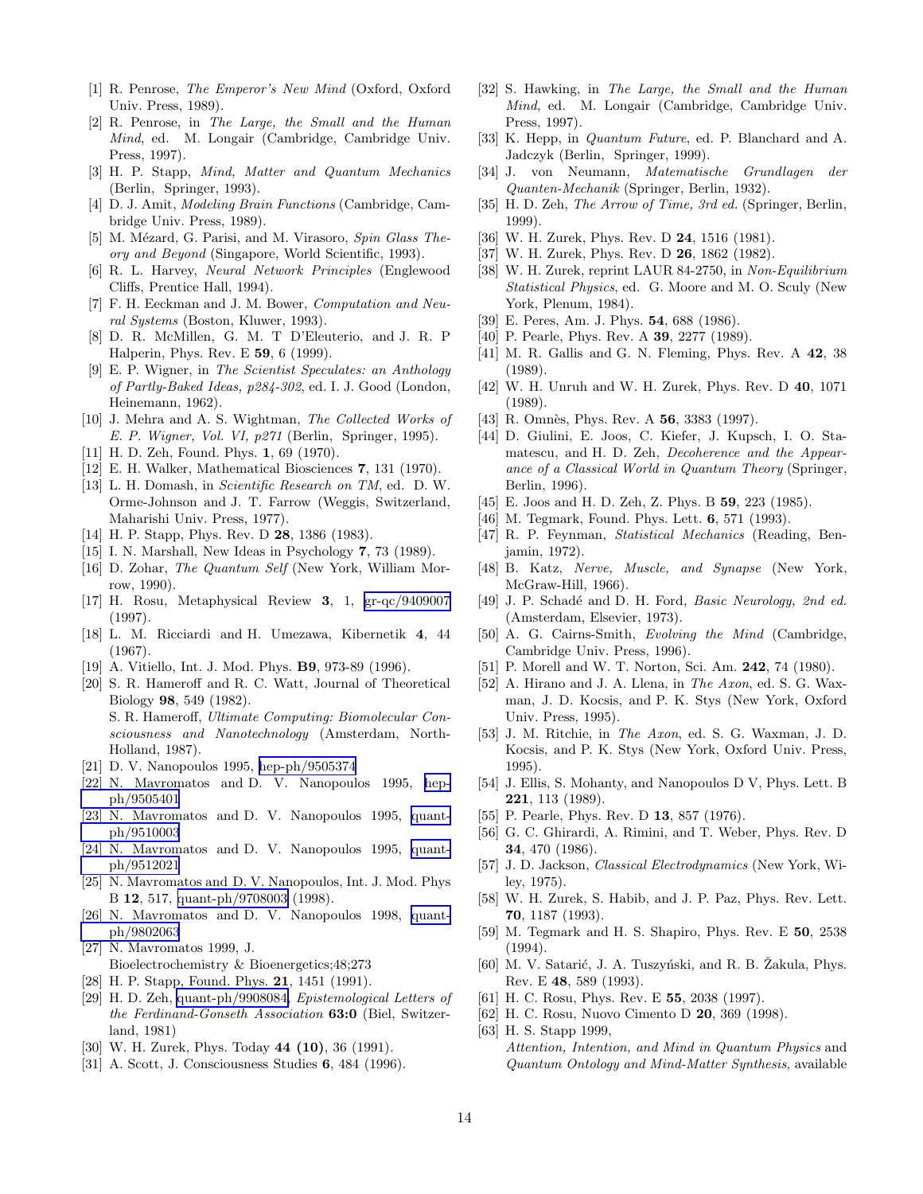[1] R. Penrose, *The Emperor's New Mind* (Oxford, Oxford Univ. Press, 1989).

[2] R. Penrose, in *The Large, the Small and the Human Mind*, ed. M. Longair (Cambridge, Cambridge Univ. Press, 1997).

[3] H. P. Stapp, *Mind, Matter and Quantum Mechanics* (Berlin, Springer, 1993).

[4] D. J. Amit, *Modeling Brain Functions* (Cambridge, Cambridge Univ. Press, 1989).

[5] M. Mézard, G. Parisi, and M. Virasoro, *Spin Glass Theory and Beyond* (Singapore, World Scientific, 1993).

[6] R. L. Harvey, *Neural Network Principles* (Englewood Cliffs, Prentice Hall, 1994).

[7] F. H. Eeckman and J. M. Bower, *Computation and Neural Systems* (Boston, Kluwer, 1993).

[8] D. R. McMillen, G. M. T D'Eleuterio, and J. R. P Halperin, Phys. Rev. E **59**, 6 (1999).

[9] E. P. Wigner, in *The Scientist Speculates: an Anthology of Partly-Baked Ideas, p284-302*, ed. I. J. Good (London, Heinemann, 1962).

[10] J. Mehra and A. S. Wightman, *The Collected Works of E. P. Wigner, Vol. VI, p271* (Berlin, Springer, 1995).

[11] H. D. Zeh, Found. Phys. **1**, 69 (1970).

[12] E. H. Walker, Mathematical Biosciences **7**, 131 (1970).

[13] L. H. Domash, in *Scientific Research on TM*, ed. D. W. Orme-Johnson and J. T. Farrow (Weggis, Switzerland, Maharishi Univ. Press, 1977).

[14] H. P. Stapp, Phys. Rev. D **28**, 1386 (1983).

[15] I. N. Marshall, New Ideas in Psychology **7**, 73 (1989).

[16] D. Zohar, *The Quantum Self* (New York, William Morrow, 1990).

[17] H. Rosu, Metaphysical Review **3**, 1, gr-qc/9409007 (1997).

[18] L. M. Ricciardi and H. Umezawa, Kibernetik **4**, 44 (1967).

[19] A. Vitiello, Int. J. Mod. Phys. **B9**, 973-89 (1996).

[20] S. R. Hameroff and R. C. Watt, Journal of Theoretical Biology **98**, 549 (1982).
S. R. Hameroff, *Ultimate Computing: Biomolecular Consciousness and Nanotechnology* (Amsterdam, North-Holland, 1987).

[21] D. V. Nanopoulos 1995, hep-ph/9505374

[22] N. Mavromatos and D. V. Nanopoulos 1995, hep-ph/9505401

[23] N. Mavromatos and D. V. Nanopoulos 1995, quant-ph/9510003

[24] N. Mavromatos and D. V. Nanopoulos 1995, quant-ph/9512021

[25] N. Mavromatos and D. V. Nanopoulos, Int. J. Mod. Phys B **12**, 517, quant-ph/9708003 (1998).

[26] N. Mavromatos and D. V. Nanopoulos 1998, quant-ph/9802063

[27] N. Mavromatos 1999, J. Bioelectrochemistry & Bioenergetics;48;273

[28] H. P. Stapp, Found. Phys. **21**, 1451 (1991).

[29] H. D. Zeh, quant-ph/9908084, *Epistemological Letters of the Ferdinand-Gonseth Association* **63:0** (Biel, Switzerland, 1981)

[30] W. H. Zurek, Phys. Today **44 (10)**, 36 (1991).

[31] A. Scott, J. Consciousness Studies **6**, 484 (1996).

[32] S. Hawking, in *The Large, the Small and the Human Mind*, ed. M. Longair (Cambridge, Cambridge Univ. Press, 1997).

[33] K. Hepp, in *Quantum Future*, ed. P. Blanchard and A. Jadczyk (Berlin, Springer, 1999).

[34] J. von Neumann, *Matematische Grundlagen der Quanten-Mechanik* (Springer, Berlin, 1932).

[35] H. D. Zeh, *The Arrow of Time, 3rd ed.* (Springer, Berlin, 1999).

[36] W. H. Zurek, Phys. Rev. D **24**, 1516 (1981).

[37] W. H. Zurek, Phys. Rev. D **26**, 1862 (1982).

[38] W. H. Zurek, reprint LAUR 84-2750, in *Non-Equilibrium Statistical Physics*, ed. G. Moore and M. O. Sculy (New York, Plenum, 1984).

[39] E. Peres, Am. J. Phys. **54**, 688 (1986).

[40] P. Pearle, Phys. Rev. A **39**, 2277 (1989).

[41] M. R. Gallis and G. N. Fleming, Phys. Rev. A **42**, 38 (1989).

[42] W. H. Unruh and W. H. Zurek, Phys. Rev. D **40**, 1071 (1989).

[43] R. Omnès, Phys. Rev. A **56**, 3383 (1997).

[44] D. Giulini, E. Joos, C. Kiefer, J. Kupsch, I. O. Stamatescu, and H. D. Zeh, *Decoherence and the Appearance of a Classical World in Quantum Theory* (Springer, Berlin, 1996).

[45] E. Joos and H. D. Zeh, Z. Phys. B **59**, 223 (1985).

[46] M. Tegmark, Found. Phys. Lett. **6**, 571 (1993).

[47] R. P. Feynman, *Statistical Mechanics* (Reading, Benjamin, 1972).

[48] B. Katz, *Nerve, Muscle, and Synapse* (New York, McGraw-Hill, 1966).

[49] J. P. Schadé and D. H. Ford, *Basic Neurology, 2nd ed.* (Amsterdam, Elsevier, 1973).

[50] A. G. Cairns-Smith, *Evolving the Mind* (Cambridge, Cambridge Univ. Press, 1996).

[51] P. Morell and W. T. Norton, Sci. Am. **242**, 74 (1980).

[52] A. Hirano and J. A. Llena, in *The Axon*, ed. S. G. Waxman, J. D. Kocsis, and P. K. Stys (New York, Oxford Univ. Press, 1995).

[53] J. M. Ritchie, in *The Axon*, ed. S. G. Waxman, J. D. Kocsis, and P. K. Stys (New York, Oxford Univ. Press, 1995).

[54] J. Ellis, S. Mohanty, and Nanopoulos D V, Phys. Lett. B **221**, 113 (1989).

[55] P. Pearle, Phys. Rev. D **13**, 857 (1976).

[56] G. C. Ghirardi, A. Rimini, and T. Weber, Phys. Rev. D **34**, 470 (1986).

[57] J. D. Jackson, *Classical Electrodynamics* (New York, Wiley, 1975).

[58] W. H. Zurek, S. Habib, and J. P. Paz, Phys. Rev. Lett. **70**, 1187 (1993).

[59] M. Tegmark and H. S. Shapiro, Phys. Rev. E **50**, 2538 (1994).

[60] M. V. Satarić, J. A. Tuszyński, and R. B. Žakula, Phys. Rev. E **48**, 589 (1993).

[61] H. C. Rosu, Phys. Rev. E **55**, 2038 (1997).

[62] H. C. Rosu, Nuovo Cimento D **20**, 369 (1998).

[63] H. S. Stapp 1999,
*Attention, Intention, and Mind in Quantum Physics* and *Quantum Ontology and Mind-Matter Synthesis*, available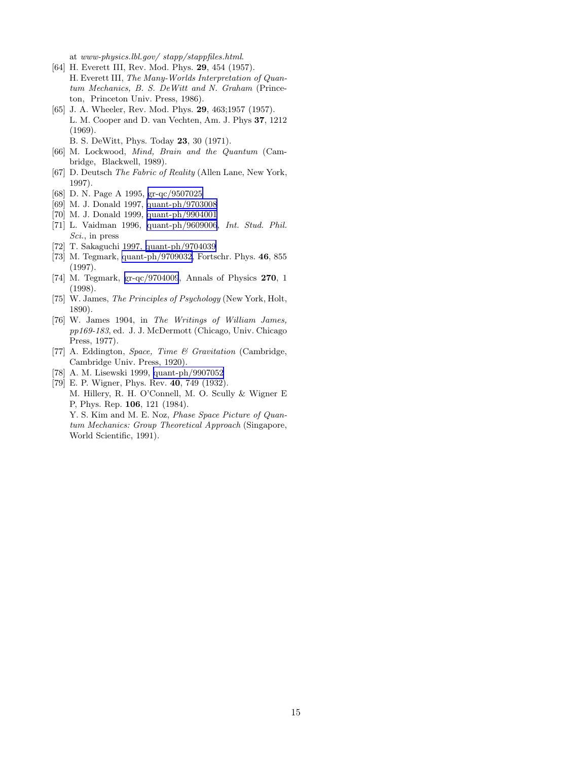at *www-physics.lbl.gov/ stapp/stappfiles.html*.

[64] H. Everett III, Rev. Mod. Phys. **29**, 454 (1957).
H. Everett III, *The Many-Worlds Interpretation of Quantum Mechanics, B. S. DeWitt and N. Graham* (Princeton, Princeton Univ. Press, 1986).

[65] J. A. Wheeler, Rev. Mod. Phys. **29**, 463;1957 (1957).
L. M. Cooper and D. van Vechten, Am. J. Phys **37**, 1212 (1969).
B. S. DeWitt, Phys. Today **23**, 30 (1971).

[66] M. Lockwood, *Mind, Brain and the Quantum* (Cambridge, Blackwell, 1989).

[67] D. Deutsch *The Fabric of Reality* (Allen Lane, New York, 1997).

[68] D. N. Page A 1995, gr-qc/9507025

[69] M. J. Donald 1997, quant-ph/9703008

[70] M. J. Donald 1999, quant-ph/9904001

[71] L. Vaidman 1996, quant-ph/9609006, *Int. Stud. Phil. Sci.*, in press

[72] T. Sakaguchi 1997, quant-ph/9704039

[73] M. Tegmark, quant-ph/9709032, Fortschr. Phys. **46**, 855 (1997).

[74] M. Tegmark, gr-qc/9704009, Annals of Physics **270**, 1 (1998).

[75] W. James, *The Principles of Psychology* (New York, Holt, 1890).

[76] W. James 1904, in *The Writings of William James, pp169-183*, ed. J. J. McDermott (Chicago, Univ. Chicago Press, 1977).

[77] A. Eddington, *Space, Time & Gravitation* (Cambridge, Cambridge Univ. Press, 1920).

[78] A. M. Lisewski 1999, quant-ph/9907052

[79] E. P. Wigner, Phys. Rev. **40**, 749 (1932).
M. Hillery, R. H. O'Connell, M. O. Scully & Wigner E P, Phys. Rep. **106**, 121 (1984).
Y. S. Kim and M. E. Noz, *Phase Space Picture of Quantum Mechanics: Group Theoretical Approach* (Singapore, World Scientific, 1991).